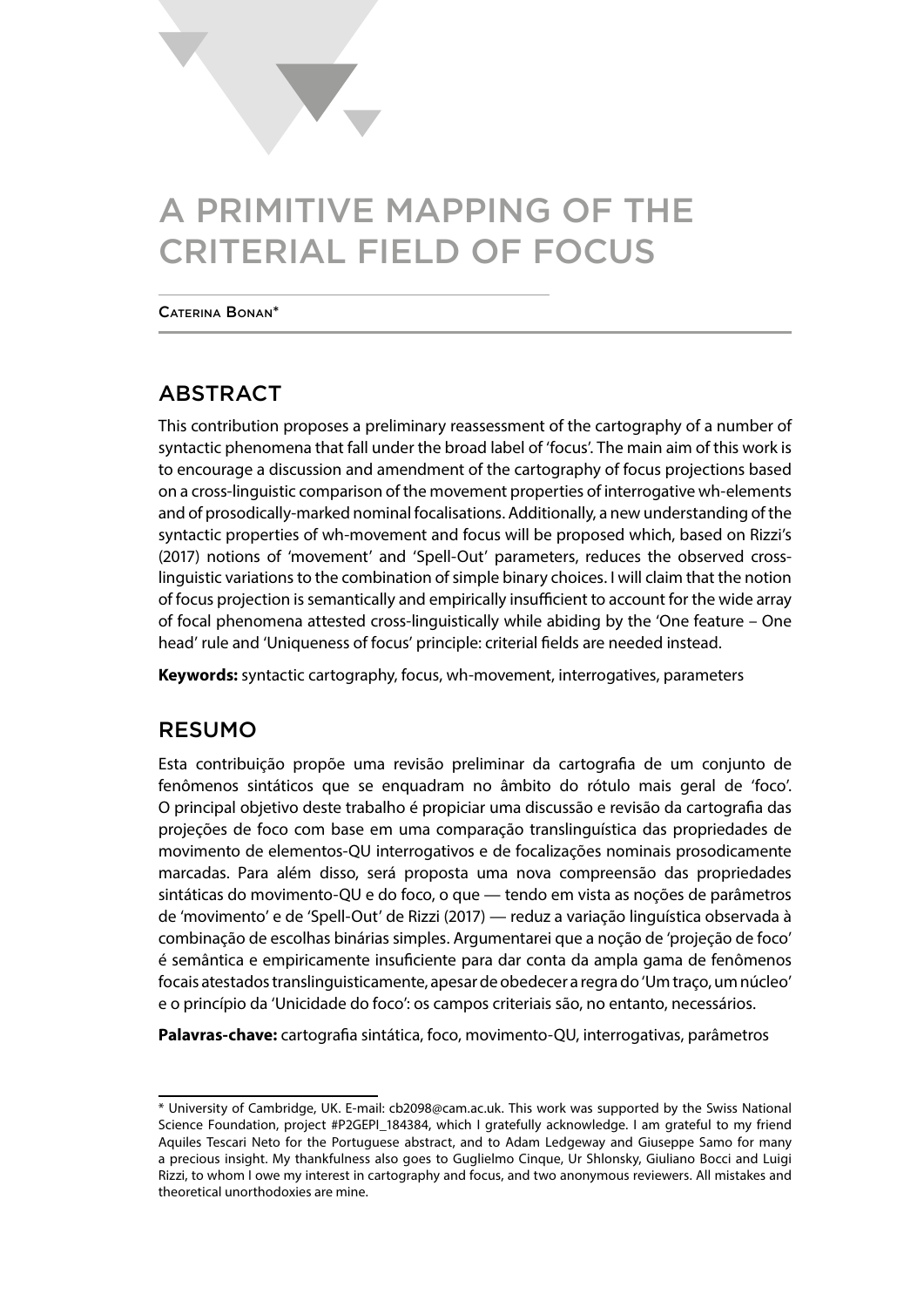# A PRIMITIVE MAPPING OF THE CRITERIAL FIELD OF FOCUS

Caterina Bonan*

## ABSTRACT

This contribution proposes a preliminary reassessment of the cartography of a number of syntactic phenomena that fall under the broad label of 'focus'. The main aim of this work is to encourage a discussion and amendment of the cartography of focus projections based on a cross-linguistic comparison of the movement properties of interrogative wh-elements and of prosodically-marked nominal focalisations. Additionally, a new understanding of the syntactic properties of wh-movement and focus will be proposed which, based on Rizzi's (2017) notions of 'movement' and 'Spell-Out' parameters, reduces the observed cross-linguistic variations to the combination of simple binary choices. I will claim that the notion of focus projection is semantically and empirically insufficient to account for the wide array of focal phenomena attested cross-linguistically while abiding by the 'One feature – One head' rule and 'Uniqueness of focus' principle: criterial fields are needed instead.

**Keywords:** syntactic cartography, focus, wh-movement, interrogatives, parameters

## RESUMO

Esta contribuição propõe uma revisão preliminar da cartografia de um conjunto de fenômenos sintáticos que se enquadram no âmbito do rótulo mais geral de 'foco'. O principal objetivo deste trabalho é propiciar uma discussão e revisão da cartografia das projeções de foco com base em uma comparação translinguística das propriedades de movimento de elementos-QU interrogativos e de focalizações nominais prosodicamente marcadas. Para além disso, será proposta uma nova compreensão das propriedades sintáticas do movimento-QU e do foco, o que — tendo em vista as noções de parâmetros de 'movimento' e de 'Spell-Out' de Rizzi (2017) — reduz a variação linguística observada à combinação de escolhas binárias simples. Argumentarei que a noção de 'projeção de foco' é semântica e empiricamente insuficiente para dar conta da ampla gama de fenômenos focais atestados translinguisticamente, apesar de obedecer a regra do 'Um traço, um núcleo' e o princípio da 'Unicidade do foco': os campos criteriais são, no entanto, necessários.

**Palavras-chave:** cartografia sintática, foco, movimento-QU, interrogativas, parâmetros

---

* University of Cambridge, UK. E-mail: cb2098@cam.ac.uk. This work was supported by the Swiss National Science Foundation, project #P2GEPI_184384, which I gratefully acknowledge. I am grateful to my friend Aquiles Tescari Neto for the Portuguese abstract, and to Adam Ledgeway and Giuseppe Samo for many a precious insight. My thankfulness also goes to Guglielmo Cinque, Ur Shlonsky, Giuliano Bocci and Luigi Rizzi, to whom I owe my interest in cartography and focus, and two anonymous reviewers. All mistakes and theoretical unorthodoxies are mine.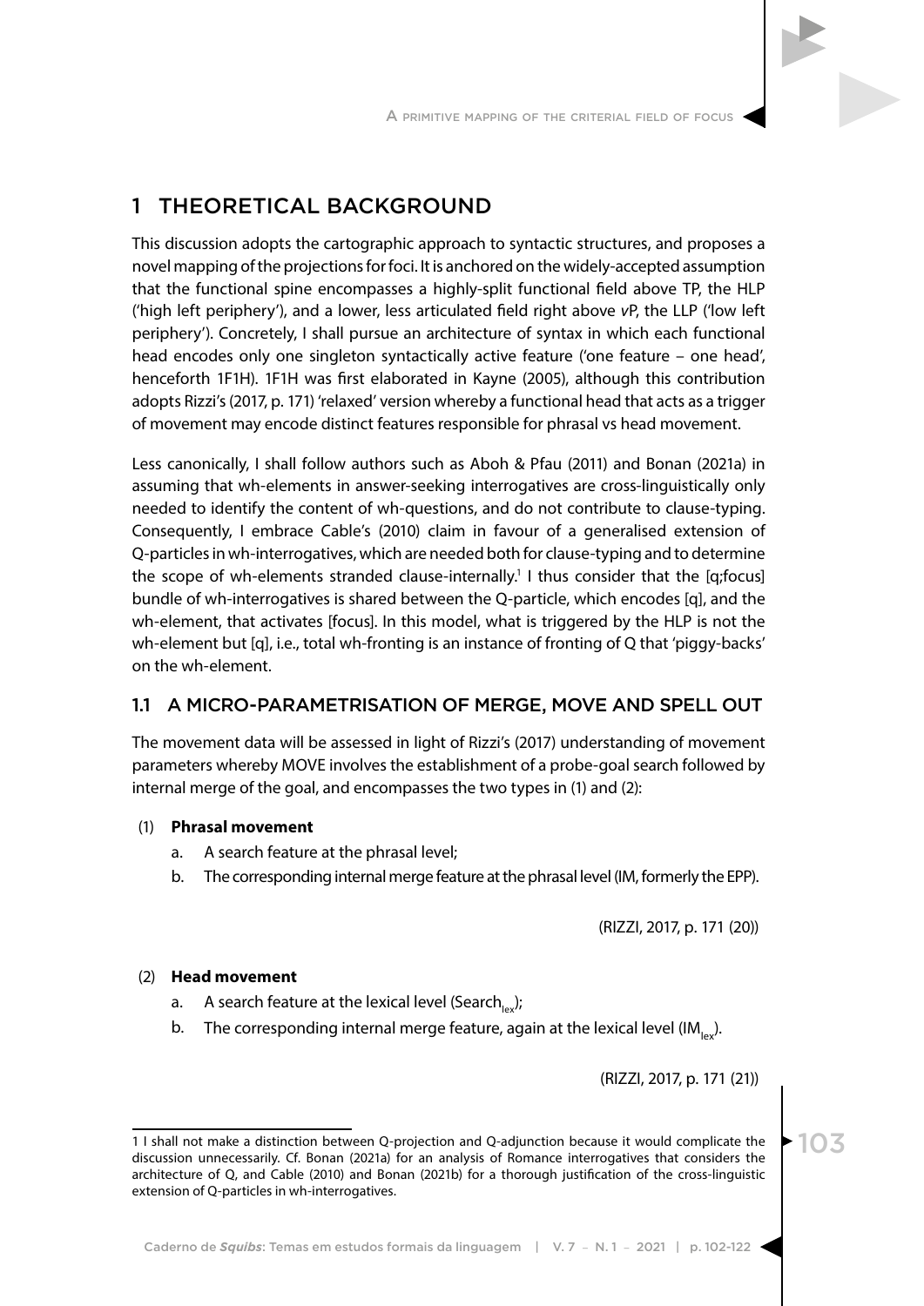# 1 THEORETICAL BACKGROUND

This discussion adopts the cartographic approach to syntactic structures, and proposes a novel mapping of the projections for foci. It is anchored on the widely-accepted assumption that the functional spine encompasses a highly-split functional field above TP, the HLP ('high left periphery'), and a lower, less articulated field right above *v*P, the LLP ('low left periphery'). Concretely, I shall pursue an architecture of syntax in which each functional head encodes only one singleton syntactically active feature ('one feature – one head', henceforth 1F1H). 1F1H was first elaborated in Kayne (2005), although this contribution adopts Rizzi's (2017, p. 171) 'relaxed' version whereby a functional head that acts as a trigger of movement may encode distinct features responsible for phrasal vs head movement.

Less canonically, I shall follow authors such as Aboh & Pfau (2011) and Bonan (2021a) in assuming that wh-elements in answer-seeking interrogatives are cross-linguistically only needed to identify the content of wh-questions, and do not contribute to clause-typing. Consequently, I embrace Cable's (2010) claim in favour of a generalised extension of Q-particles in wh-interrogatives, which are needed both for clause-typing and to determine the scope of wh-elements stranded clause-internally.[1] I thus consider that the [q;focus] bundle of wh-interrogatives is shared between the Q-particle, which encodes [q], and the wh-element, that activates [focus]. In this model, what is triggered by the HLP is not the wh-element but [q], i.e., total wh-fronting is an instance of fronting of Q that 'piggy-backs' on the wh-element.

## 1.1 A MICRO-PARAMETRISATION OF MERGE, MOVE AND SPELL OUT

The movement data will be assessed in light of Rizzi's (2017) understanding of movement parameters whereby MOVE involves the establishment of a probe-goal search followed by internal merge of the goal, and encompasses the two types in (1) and (2):

(1) **Phrasal movement**

   a. A search feature at the phrasal level;

   b. The corresponding internal merge feature at the phrasal level (IM, formerly the EPP).

(RIZZI, 2017, p. 171 (20))

(2) **Head movement**

   a. A search feature at the lexical level ($Search_{lex}$);

   b. The corresponding internal merge feature, again at the lexical level ($IM_{lex}$).

(RIZZI, 2017, p. 171 (21))

---

1 I shall not make a distinction between Q-projection and Q-adjunction because it would complicate the discussion unnecessarily. Cf. Bonan (2021a) for an analysis of Romance interrogatives that considers the architecture of Q, and Cable (2010) and Bonan (2021b) for a thorough justification of the cross-linguistic extension of Q-particles in wh-interrogatives.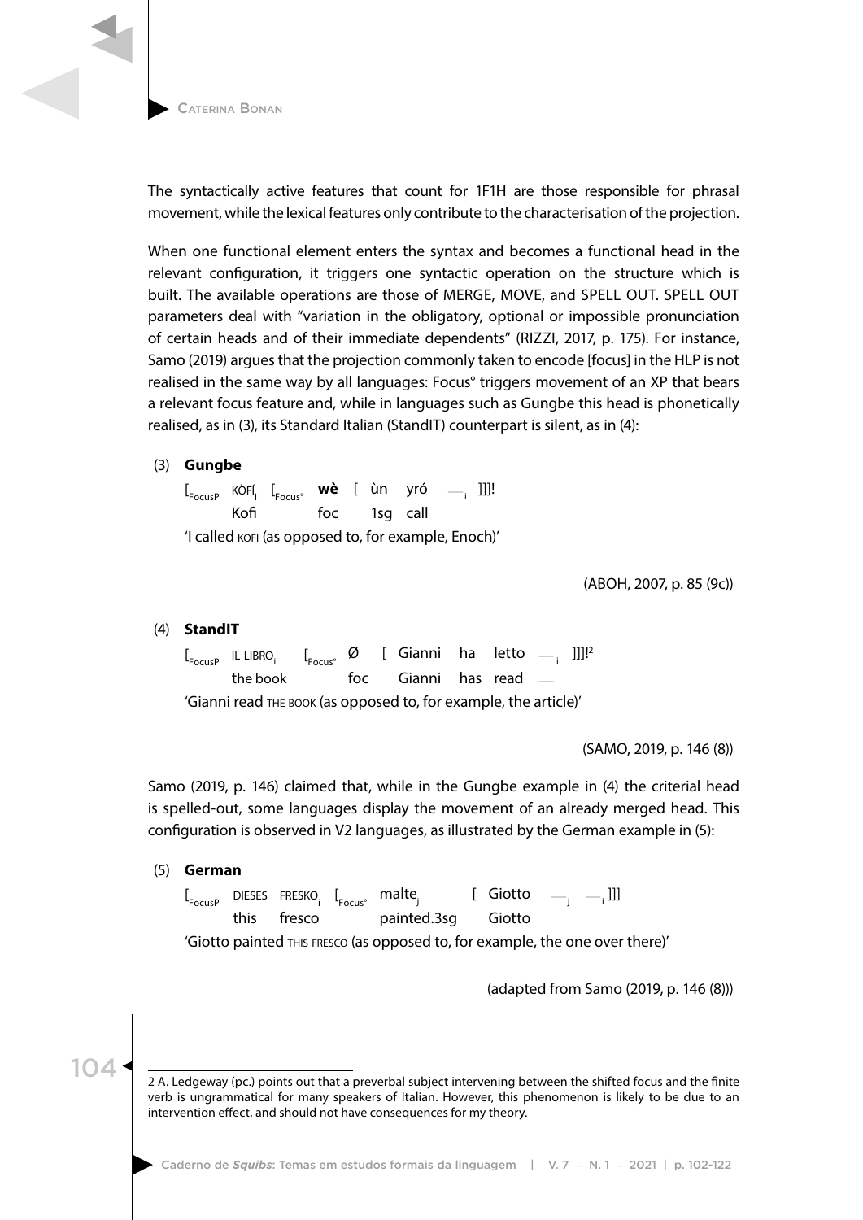The syntactically active features that count for 1F1H are those responsible for phrasal movement, while the lexical features only contribute to the characterisation of the projection.

When one functional element enters the syntax and becomes a functional head in the relevant configuration, it triggers one syntactic operation on the structure which is built. The available operations are those of MERGE, MOVE, and SPELL OUT. SPELL OUT parameters deal with "variation in the obligatory, optional or impossible pronunciation of certain heads and of their immediate dependents" (RIZZI, 2017, p. 175). For instance, Samo (2019) argues that the projection commonly taken to encode [focus] in the HLP is not realised in the same way by all languages: Focus° triggers movement of an XP that bears a relevant focus feature and, while in languages such as Gungbe this head is phonetically realised, as in (3), its Standard Italian (StandIT) counterpart is silent, as in (4):

(3) **Gungbe**

$[_{FocusP}$ KÒFÍ$_i$ $[_{Focus°}$ **wè** [ ùn yró —$_i$ ]]]!
Kofi foc 1sg call

'I called KOFI (as opposed to, for example, Enoch)'

(ABOH, 2007, p. 85 (9c))

(4) **StandIT**

$[_{FocusP}$ IL LIBRO$_i$ $[_{Focus°}$ Ø [ Gianni ha letto —$_i$ ]]]![2]
the book foc Gianni has read —

'Gianni read THE BOOK (as opposed to, for example, the article)'

(SAMO, 2019, p. 146 (8))

Samo (2019, p. 146) claimed that, while in the Gungbe example in (4) the criterial head is spelled-out, some languages display the movement of an already merged head. This configuration is observed in V2 languages, as illustrated by the German example in (5):

(5) **German**

$[_{FocusP}$ DIESES FRESKO$_i$ $[_{Focus°}$ malte$_j$ [ Giotto —$_j$ —$_i$ ]]]
this fresco painted.3sg Giotto

'Giotto painted THIS FRESCO (as opposed to, for example, the one over there)'

(adapted from Samo (2019, p. 146 (8)))

---

2 A. Ledgeway (pc.) points out that a preverbal subject intervening between the shifted focus and the finite verb is ungrammatical for many speakers of Italian. However, this phenomenon is likely to be due to an intervention effect, and should not have consequences for my theory.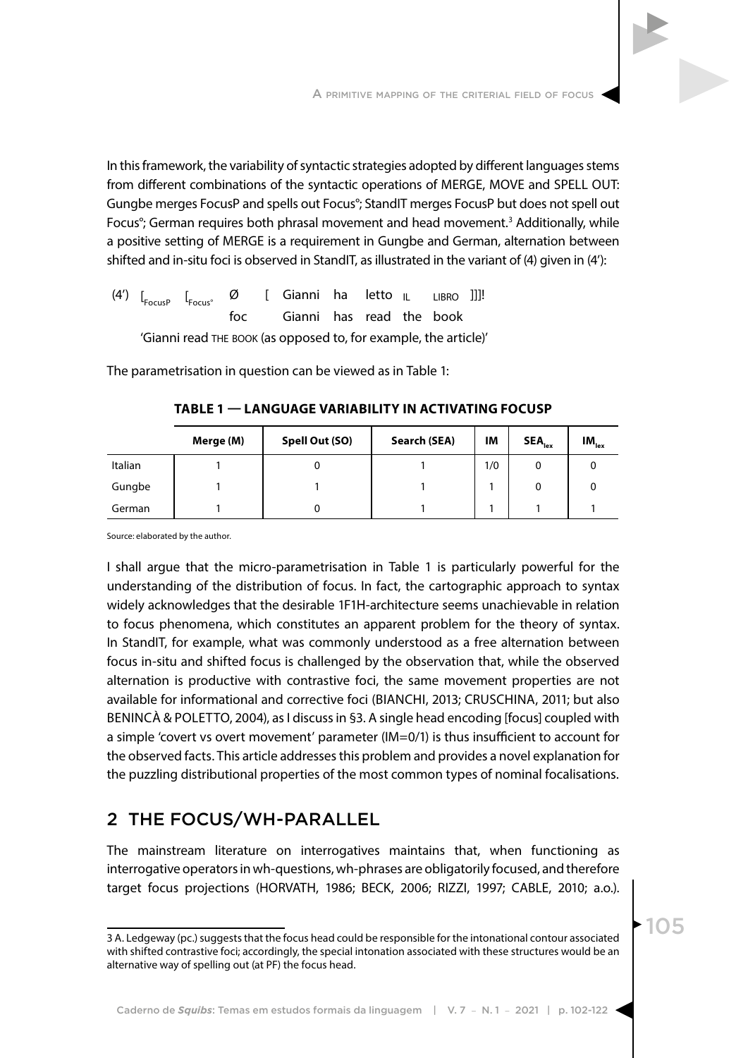In this framework, the variability of syntactic strategies adopted by different languages stems from different combinations of the syntactic operations of MERGE, MOVE and SPELL OUT: Gungbe merges FocusP and spells out Focus°; StandIT merges FocusP but does not spell out Focus°; German requires both phrasal movement and head movement.[3] Additionally, while a positive setting of MERGE is a requirement in Gungbe and German, alternation between shifted and in-situ foci is observed in StandIT, as illustrated in the variant of (4) given in (4'):

(4') $[_{FocusP}$ $[_{Focus°}$ Ø [ Gianni ha letto IL LIBRO ]]]!
foc Gianni has read the book
'Gianni read THE BOOK (as opposed to, for example, the article)'

The parametrisation in question can be viewed as in Table 1:

**TABLE 1 — LANGUAGE VARIABILITY IN ACTIVATING FOCUSP**

| | Merge (M) | Spell Out (SO) | Search (SEA) | IM | $SEA_{lex}$ | $IM_{lex}$ |
|---|---|---|---|---|---|---|
| Italian | 1 | 0 | 1 | 1/0 | 0 | 0 |
| Gungbe | 1 | 1 | 1 | 1 | 0 | 0 |
| German | 1 | 0 | 1 | 1 | 1 | 1 |

Source: elaborated by the author.

I shall argue that the micro-parametrisation in Table 1 is particularly powerful for the understanding of the distribution of focus. In fact, the cartographic approach to syntax widely acknowledges that the desirable 1F1H-architecture seems unachievable in relation to focus phenomena, which constitutes an apparent problem for the theory of syntax. In StandIT, for example, what was commonly understood as a free alternation between focus in-situ and shifted focus is challenged by the observation that, while the observed alternation is productive with contrastive foci, the same movement properties are not available for informational and corrective foci (BIANCHI, 2013; CRUSCHINA, 2011; but also BENINCÀ & POLETTO, 2004), as I discuss in §3. A single head encoding [focus] coupled with a simple 'covert vs overt movement' parameter (IM=0/1) is thus insufficient to account for the observed facts. This article addresses this problem and provides a novel explanation for the puzzling distributional properties of the most common types of nominal focalisations.

## 2 THE FOCUS/WH-PARALLEL

The mainstream literature on interrogatives maintains that, when functioning as interrogative operators in wh-questions, wh-phrases are obligatorily focused, and therefore target focus projections (HORVATH, 1986; BECK, 2006; RIZZI, 1997; CABLE, 2010; a.o.).

[3] A. Ledgeway (pc.) suggests that the focus head could be responsible for the intonational contour associated with shifted contrastive foci; accordingly, the special intonation associated with these structures would be an alternative way of spelling out (at PF) the focus head.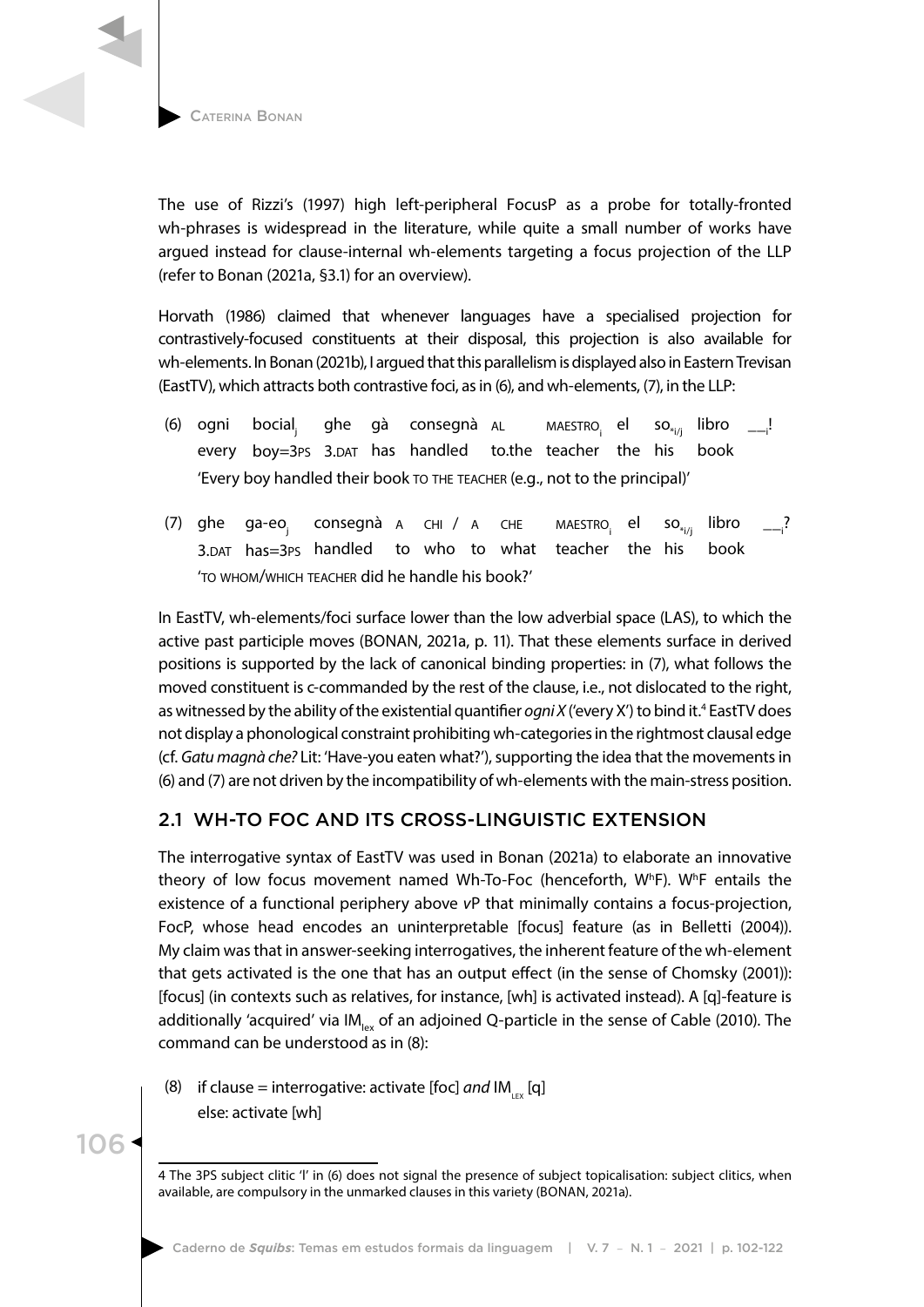The use of Rizzi's (1997) high left-peripheral FocusP as a probe for totally-fronted wh-phrases is widespread in the literature, while quite a small number of works have argued instead for clause-internal wh-elements targeting a focus projection of the LLP (refer to Bonan (2021a, §3.1) for an overview).

Horvath (1986) claimed that whenever languages have a specialised projection for contrastively-focused constituents at their disposal, this projection is also available for wh-elements. In Bonan (2021b), I argued that this parallelism is displayed also in Eastern Trevisan (EastTV), which attracts both contrastive foci, as in (6), and wh-elements, (7), in the LLP:

(6) ogni bocia$l_j$ ghe gà consegnà AL MAESTRO$_i$ el so$_{*i/j}$ libro $\_\_{}_i$!
every boy=3PS 3.DAT has handled to.the teacher the his book
'Every boy handled their book TO THE TEACHER (e.g., not to the principal)'

(7) ghe ga-eo$_j$ consegnà A CHI / A CHE MAESTRO$_i$ el so$_{*i/j}$ libro $\_\_{}_i$?
3.DAT has=3PS handled to who to what teacher the his book
'TO WHOM/WHICH TEACHER did he handle his book?'

In EastTV, wh-elements/foci surface lower than the low adverbial space (LAS), to which the active past participle moves (BONAN, 2021a, p. 11). That these elements surface in derived positions is supported by the lack of canonical binding properties: in (7), what follows the moved constituent is c-commanded by the rest of the clause, i.e., not dislocated to the right, as witnessed by the ability of the existential quantifier *ogni X* ('every X') to bind it.[4] EastTV does not display a phonological constraint prohibiting wh-categories in the rightmost clausal edge (cf. *Gatu magnà che?* Lit: 'Have-you eaten what?'), supporting the idea that the movements in (6) and (7) are not driven by the incompatibility of wh-elements with the main-stress position.

## 2.1 WH-TO FOC AND ITS CROSS-LINGUISTIC EXTENSION

The interrogative syntax of EastTV was used in Bonan (2021a) to elaborate an innovative theory of low focus movement named Wh-To-Foc (henceforth, W[h]F). W[h]F entails the existence of a functional periphery above *v*P that minimally contains a focus-projection, FocP, whose head encodes an uninterpretable [focus] feature (as in Belletti (2004)). My claim was that in answer-seeking interrogatives, the inherent feature of the wh-element that gets activated is the one that has an output effect (in the sense of Chomsky (2001)): [focus] (in contexts such as relatives, for instance, [wh] is activated instead). A [q]-feature is additionally 'acquired' via $IM_{lex}$ of an adjoined Q-particle in the sense of Cable (2010). The command can be understood as in (8):

(8) if clause = interrogative: activate [foc] *and* $IM_{LEX}$ [q]
else: activate [wh]

---

4 The 3PS subject clitic 'l' in (6) does not signal the presence of subject topicalisation: subject clitics, when available, are compulsory in the unmarked clauses in this variety (BONAN, 2021a).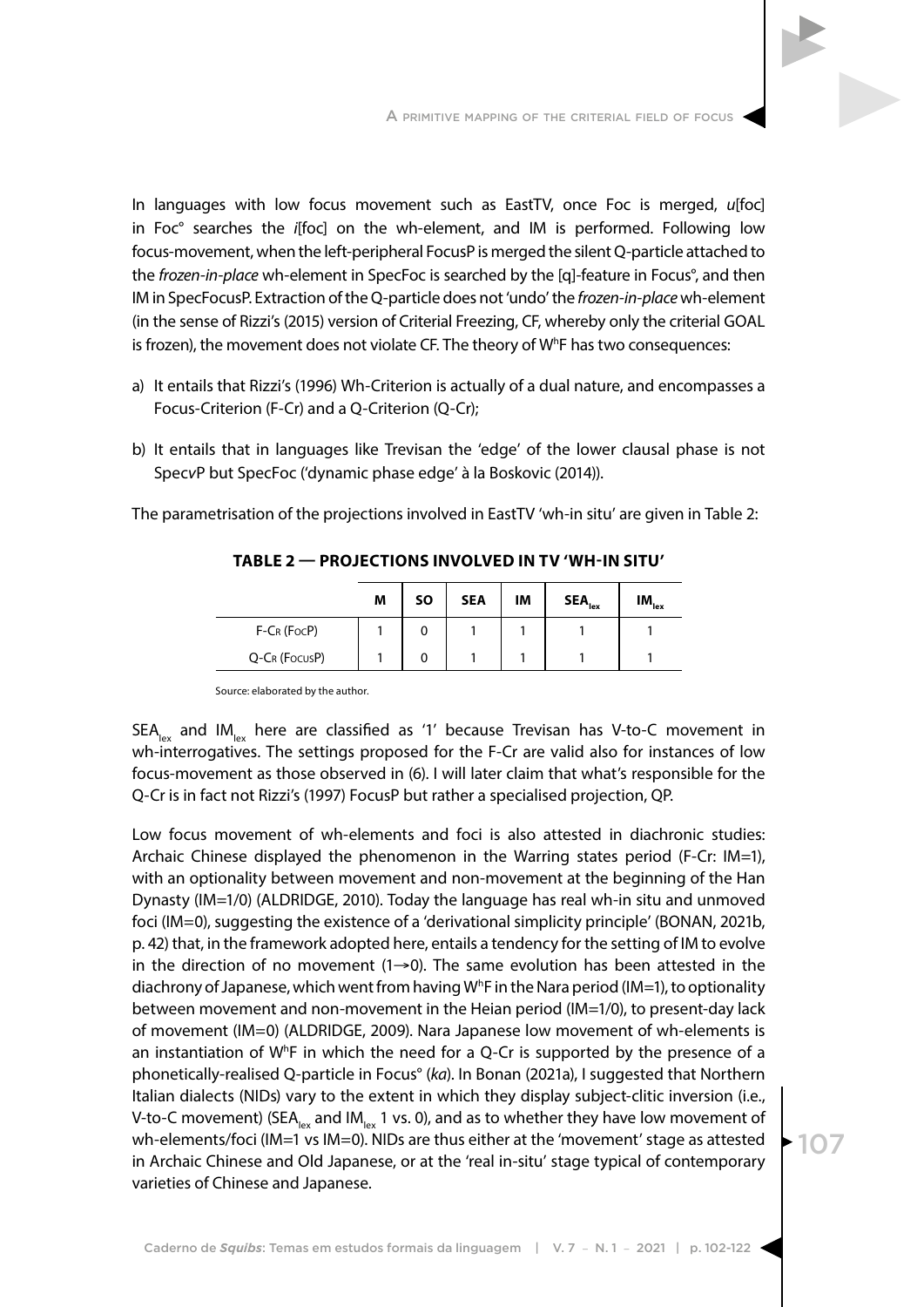In languages with low focus movement such as EastTV, once Foc is merged, *u*[foc] in Foc° searches the *i*[foc] on the wh-element, and IM is performed. Following low focus-movement, when the left-peripheral FocusP is merged the silent Q-particle attached to the *frozen-in-place* wh-element in SpecFoc is searched by the [q]-feature in Focus°, and then IM in SpecFocusP. Extraction of the Q-particle does not 'undo' the *frozen-in-place* wh-element (in the sense of Rizzi's (2015) version of Criterial Freezing, CF, whereby only the criterial GOAL is frozen), the movement does not violate CF. The theory of $W^hF$ has two consequences:

a) It entails that Rizzi's (1996) Wh-Criterion is actually of a dual nature, and encompasses a Focus-Criterion (F-Cr) and a Q-Criterion (Q-Cr);

b) It entails that in languages like Trevisan the 'edge' of the lower clausal phase is not Spec*v*P but SpecFoc ('dynamic phase edge' à la Boskovic (2014)).

The parametrisation of the projections involved in EastTV 'wh-in situ' are given in Table 2:

**TABLE 2 — PROJECTIONS INVOLVED IN TV 'WH-IN SITU'**

| | M | SO | SEA | IM | $SEA_{lex}$ | $IM_{lex}$ |
|---|---|---|---|---|---|---|
| F-Cr (FocP) | 1 | 0 | 1 | 1 | 1 | 1 |
| Q-Cr (FocusP) | 1 | 0 | 1 | 1 | 1 | 1 |

Source: elaborated by the author.

$SEA_{lex}$ and $IM_{lex}$ here are classified as '1' because Trevisan has V-to-C movement in wh-interrogatives. The settings proposed for the F-Cr are valid also for instances of low focus-movement as those observed in (6). I will later claim that what's responsible for the Q-Cr is in fact not Rizzi's (1997) FocusP but rather a specialised projection, QP.

Low focus movement of wh-elements and foci is also attested in diachronic studies: Archaic Chinese displayed the phenomenon in the Warring states period (F-Cr: IM=1), with an optionality between movement and non-movement at the beginning of the Han Dynasty (IM=1/0) (ALDRIDGE, 2010). Today the language has real wh-in situ and unmoved foci (IM=0), suggesting the existence of a 'derivational simplicity principle' (BONAN, 2021b, p. 42) that, in the framework adopted here, entails a tendency for the setting of IM to evolve in the direction of no movement (1→0). The same evolution has been attested in the diachrony of Japanese, which went from having $W^hF$ in the Nara period (IM=1), to optionality between movement and non-movement in the Heian period (IM=1/0), to present-day lack of movement (IM=0) (ALDRIDGE, 2009). Nara Japanese low movement of wh-elements is an instantiation of $W^hF$ in which the need for a Q-Cr is supported by the presence of a phonetically-realised Q-particle in Focus° (*ka*). In Bonan (2021a), I suggested that Northern Italian dialects (NIDs) vary to the extent in which they display subject-clitic inversion (i.e., V-to-C movement) ($SEA_{lex}$ and $IM_{lex}$ 1 vs. 0), and as to whether they have low movement of wh-elements/foci (IM=1 vs IM=0). NIDs are thus either at the 'movement' stage as attested in Archaic Chinese and Old Japanese, or at the 'real in-situ' stage typical of contemporary varieties of Chinese and Japanese.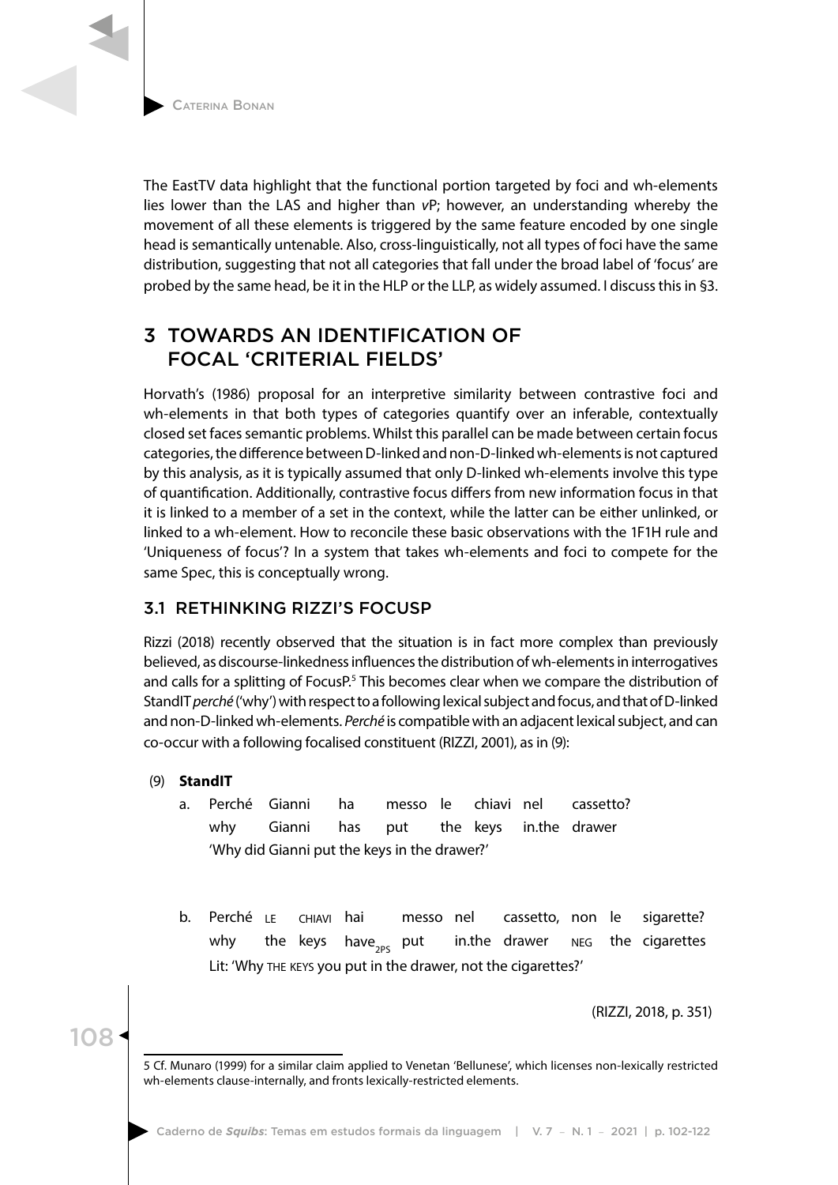The EastTV data highlight that the functional portion targeted by foci and wh-elements lies lower than the LAS and higher than *v*P; however, an understanding whereby the movement of all these elements is triggered by the same feature encoded by one single head is semantically untenable. Also, cross-linguistically, not all types of foci have the same distribution, suggesting that not all categories that fall under the broad label of 'focus' are probed by the same head, be it in the HLP or the LLP, as widely assumed. I discuss this in §3.

## 3 TOWARDS AN IDENTIFICATION OF FOCAL 'CRITERIAL FIELDS'

Horvath's (1986) proposal for an interpretive similarity between contrastive foci and wh-elements in that both types of categories quantify over an inferable, contextually closed set faces semantic problems. Whilst this parallel can be made between certain focus categories, the difference between D-linked and non-D-linked wh-elements is not captured by this analysis, as it is typically assumed that only D-linked wh-elements involve this type of quantification. Additionally, contrastive focus differs from new information focus in that it is linked to a member of a set in the context, while the latter can be either unlinked, or linked to a wh-element. How to reconcile these basic observations with the 1F1H rule and 'Uniqueness of focus'? In a system that takes wh-elements and foci to compete for the same Spec, this is conceptually wrong.

### 3.1 RETHINKING RIZZI'S FOCUSP

Rizzi (2018) recently observed that the situation is in fact more complex than previously believed, as discourse-linkedness influences the distribution of wh-elements in interrogatives and calls for a splitting of FocusP.[5] This becomes clear when we compare the distribution of StandIT *perché* ('why') with respect to a following lexical subject and focus, and that of D-linked and non-D-linked wh-elements. *Perché* is compatible with an adjacent lexical subject, and can co-occur with a following focalised constituent (RIZZI, 2001), as in (9):

(9) **StandIT**

a. Perché Gianni ha messo le chiavi nel cassetto?
   why Gianni has put the keys in.the drawer
   'Why did Gianni put the keys in the drawer?'

b. Perché LE CHIAVI hai messo nel cassetto, non le sigarette?
   why the keys have$_{2PS}$ put in.the drawer NEG the cigarettes
   Lit: 'Why THE KEYS you put in the drawer, not the cigarettes?'

(RIZZI, 2018, p. 351)

---

5 Cf. Munaro (1999) for a similar claim applied to Venetan 'Bellunese', which licenses non-lexically restricted wh-elements clause-internally, and fronts lexically-restricted elements.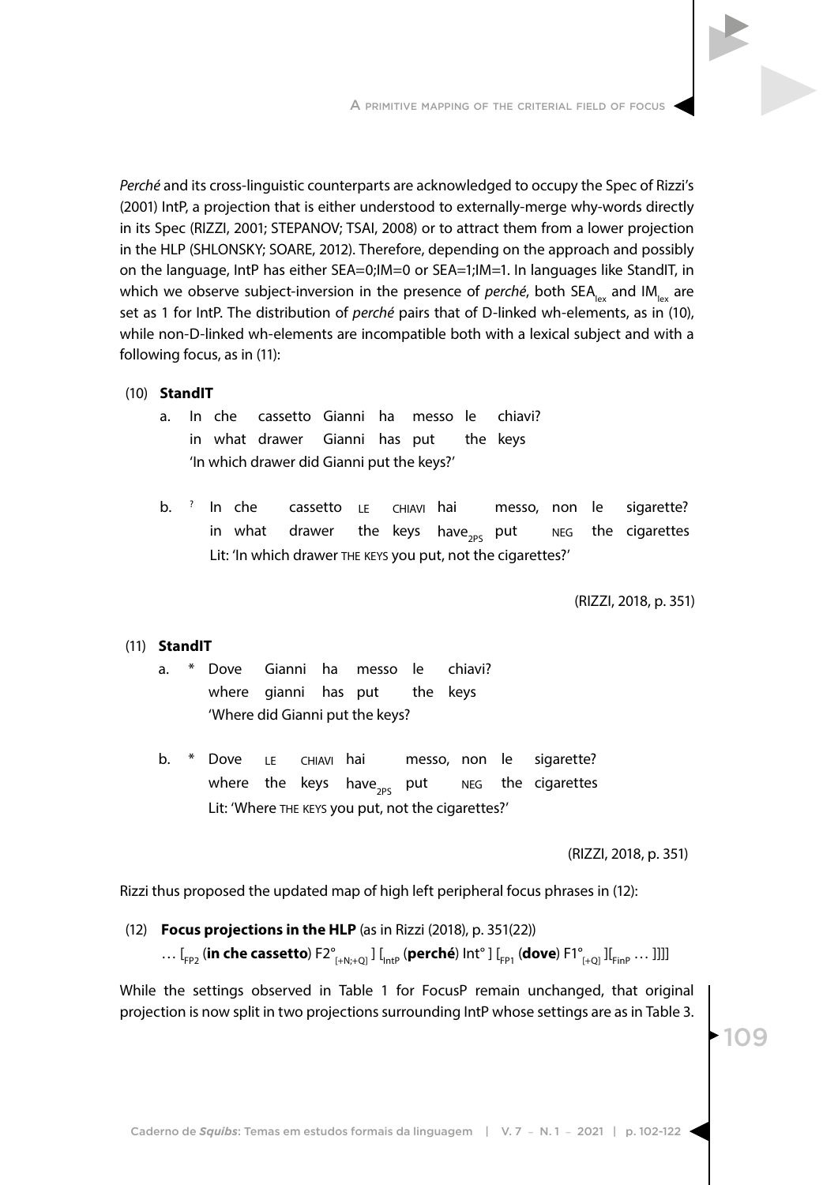*Perché* and its cross-linguistic counterparts are acknowledged to occupy the Spec of Rizzi's (2001) IntP, a projection that is either understood to externally-merge why-words directly in its Spec (RIZZI, 2001; STEPANOV; TSAI, 2008) or to attract them from a lower projection in the HLP (SHLONSKY; SOARE, 2012). Therefore, depending on the approach and possibly on the language, IntP has either SEA=0;IM=0 or SEA=1;IM=1. In languages like StandIT, in which we observe subject-inversion in the presence of *perché*, both $SEA_{lex}$ and $IM_{lex}$ are set as 1 for IntP. The distribution of *perché* pairs that of D-linked wh-elements, as in (10), while non-D-linked wh-elements are incompatible both with a lexical subject and with a following focus, as in (11):

(10) **StandIT**

a. In che cassetto Gianni ha messo le chiavi?
   in what drawer Gianni has put the keys
   'In which drawer did Gianni put the keys?'

b. ? In che cassetto LE CHIAVI hai messo, non le sigarette?
   in what drawer the keys $have_{2PS}$ put NEG the cigarettes
   Lit: 'In which drawer THE KEYS you put, not the cigarettes?'

(RIZZI, 2018, p. 351)

(11) **StandIT**

a. * Dove Gianni ha messo le chiavi?
   where gianni has put the keys
   'Where did Gianni put the keys?

b. * Dove LE CHIAVI hai messo, non le sigarette?
   where the keys $have_{2PS}$ put NEG the cigarettes
   Lit: 'Where THE KEYS you put, not the cigarettes?'

(RIZZI, 2018, p. 351)

Rizzi thus proposed the updated map of high left peripheral focus phrases in (12):

(12) **Focus projections in the HLP** (as in Rizzi (2018), p. 351(22))

… $[_{FP2}$ (**in che cassetto**) $F2°_{[+N;+Q]}$ ] $[_{IntP}$ (**perché**) Int° ] $[_{FP1}$ (**dove**) $F1°_{[+Q]}$ ]$[_{FinP}$ … ]]]]

While the settings observed in Table 1 for FocusP remain unchanged, that original projection is now split in two projections surrounding IntP whose settings are as in Table 3.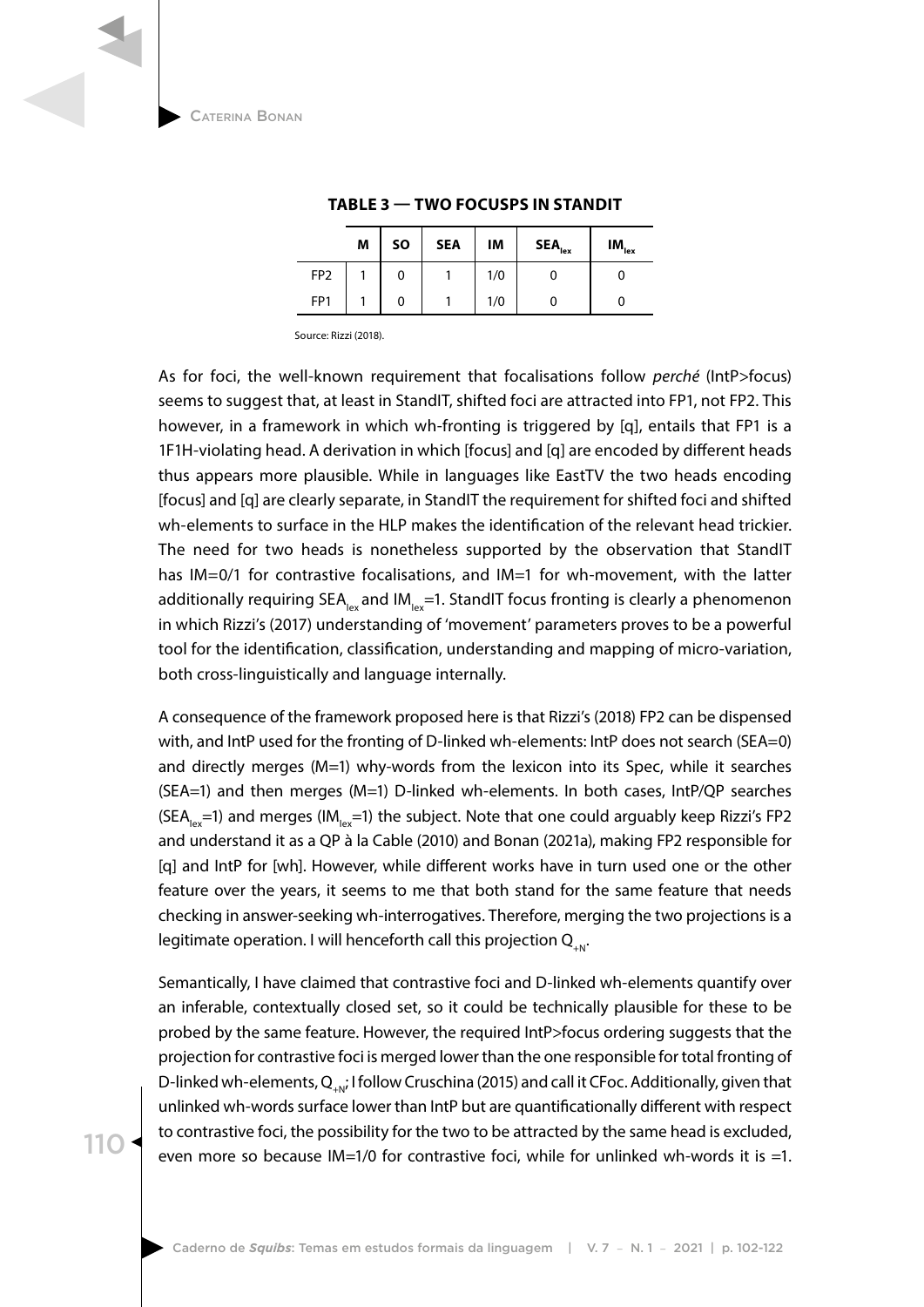**TABLE 3 — TWO FOCUSPS IN STANDIT**

| | M | SO | SEA | IM | $SEA_{lex}$ | $IM_{lex}$ |
|---|---|---|---|---|---|---|
| FP2 | 1 | 0 | 1 | 1/0 | 0 | 0 |
| FP1 | 1 | 0 | 1 | 1/0 | 0 | 0 |

Source: Rizzi (2018).

As for foci, the well-known requirement that focalisations follow *perché* (IntP>focus) seems to suggest that, at least in StandIT, shifted foci are attracted into FP1, not FP2. This however, in a framework in which wh-fronting is triggered by [q], entails that FP1 is a 1F1H-violating head. A derivation in which [focus] and [q] are encoded by different heads thus appears more plausible. While in languages like EastTV the two heads encoding [focus] and [q] are clearly separate, in StandIT the requirement for shifted foci and shifted wh-elements to surface in the HLP makes the identification of the relevant head trickier. The need for two heads is nonetheless supported by the observation that StandIT has IM=0/1 for contrastive focalisations, and IM=1 for wh-movement, with the latter additionally requiring $SEA_{lex}$ and $IM_{lex}$=1. StandIT focus fronting is clearly a phenomenon in which Rizzi's (2017) understanding of 'movement' parameters proves to be a powerful tool for the identification, classification, understanding and mapping of micro-variation, both cross-linguistically and language internally.

A consequence of the framework proposed here is that Rizzi's (2018) FP2 can be dispensed with, and IntP used for the fronting of D-linked wh-elements: IntP does not search (SEA=0) and directly merges (M=1) why-words from the lexicon into its Spec, while it searches (SEA=1) and then merges (M=1) D-linked wh-elements. In both cases, IntP/QP searches ($SEA_{lex}$=1) and merges ($IM_{lex}$=1) the subject. Note that one could arguably keep Rizzi's FP2 and understand it as a QP à la Cable (2010) and Bonan (2021a), making FP2 responsible for [q] and IntP for [wh]. However, while different works have in turn used one or the other feature over the years, it seems to me that both stand for the same feature that needs checking in answer-seeking wh-interrogatives. Therefore, merging the two projections is a legitimate operation. I will henceforth call this projection $Q_{+N}$.

Semantically, I have claimed that contrastive foci and D-linked wh-elements quantify over an inferable, contextually closed set, so it could be technically plausible for these to be probed by the same feature. However, the required IntP>focus ordering suggests that the projection for contrastive foci is merged lower than the one responsible for total fronting of D-linked wh-elements, $Q_{+N}$; I follow Cruschina (2015) and call it CFoc. Additionally, given that unlinked wh-words surface lower than IntP but are quantificationally different with respect to contrastive foci, the possibility for the two to be attracted by the same head is excluded, even more so because IM=1/0 for contrastive foci, while for unlinked wh-words it is =1.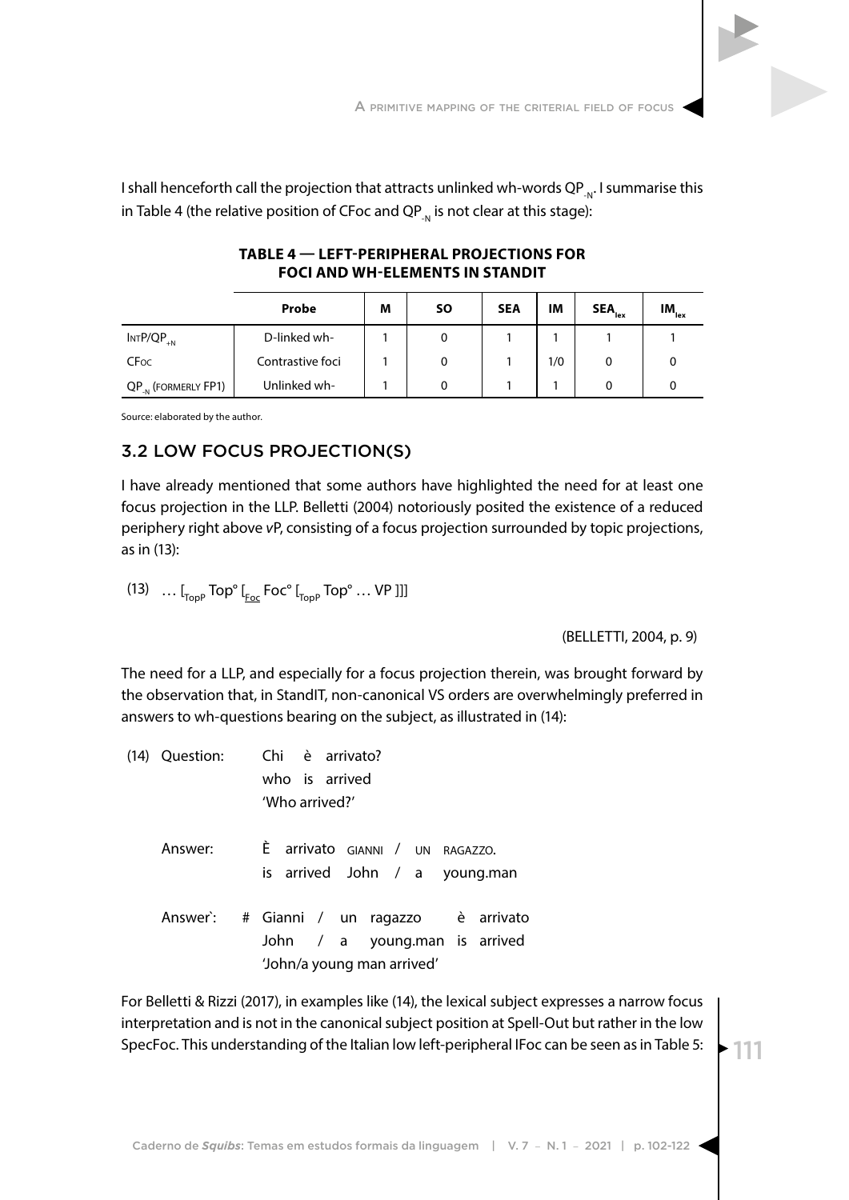I shall henceforth call the projection that attracts unlinked wh-words $QP_{-N}$. I summarise this in Table 4 (the relative position of CFoc and $QP_{-N}$ is not clear at this stage):

**TABLE 4 — LEFT-PERIPHERAL PROJECTIONS FOR FOCI AND WH-ELEMENTS IN STANDIT**

| | Probe | M | SO | SEA | IM | $SEA_{lex}$ | $IM_{lex}$ |
|---|---|---|---|---|---|---|---|
| IntP/$QP_{+N}$ | D-linked wh- | 1 | 0 | 1 | 1 | 1 | 1 |
| CFoc | Contrastive foci | 1 | 0 | 1 | 1/0 | 0 | 0 |
| $QP_{-N}$ (formerly FP1) | Unlinked wh- | 1 | 0 | 1 | 1 | 0 | 0 |

Source: elaborated by the author.

## 3.2 LOW FOCUS PROJECTION(S)

I have already mentioned that some authors have highlighted the need for at least one focus projection in the LLP. Belletti (2004) notoriously posited the existence of a reduced periphery right above *v*P, consisting of a focus projection surrounded by topic projections, as in (13):

(13) … $[_{TopP}$ Top° $[_{\underline{Foc}}$ Foc° $[_{TopP}$ Top° … VP ]]]

(BELLETTI, 2004, p. 9)

The need for a LLP, and especially for a focus projection therein, was brought forward by the observation that, in StandIT, non-canonical VS orders are overwhelmingly preferred in answers to wh-questions bearing on the subject, as illustrated in (14):

(14) Question: Chi è arrivato?
who is arrived
'Who arrived?'

Answer: È arrivato GIANNI / UN RAGAZZO.
is arrived John / a young.man

Answer`: # Gianni / un ragazzo è arrivato
John / a young.man is arrived
'John/a young man arrived'

For Belletti & Rizzi (2017), in examples like (14), the lexical subject expresses a narrow focus interpretation and is not in the canonical subject position at Spell-Out but rather in the low SpecFoc. This understanding of the Italian low left-peripheral IFoc can be seen as in Table 5: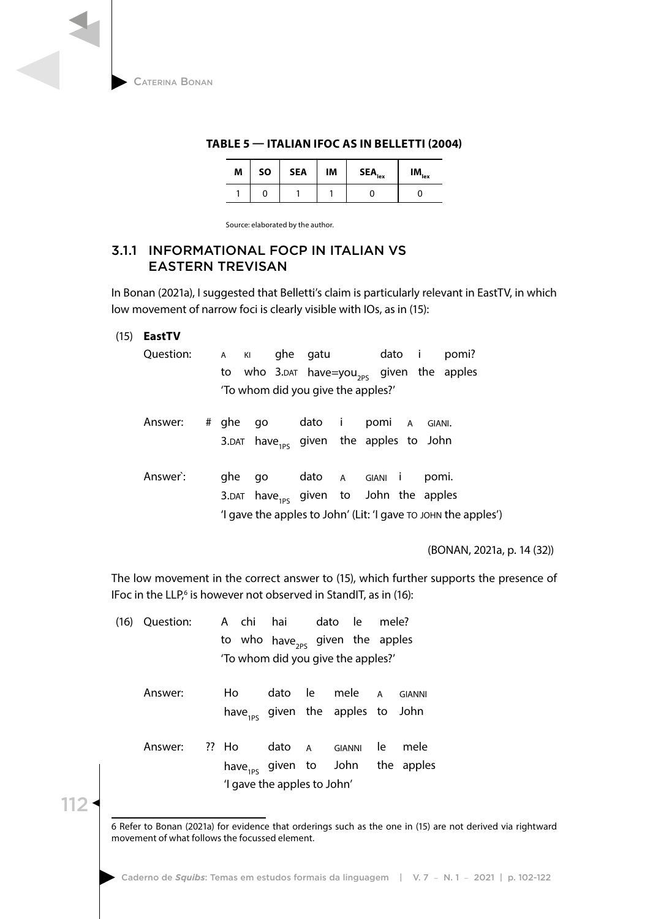**TABLE 5 — ITALIAN IFOC AS IN BELLETTI (2004)**

| M | SO | SEA | IM | $SEA_{lex}$ | $IM_{lex}$ |
|---|---|---|---|---|---|
| 1 | 0 | 1 | 1 | 0 | 0 |

Source: elaborated by the author.

### 3.1.1 INFORMATIONAL FOCP IN ITALIAN VS EASTERN TREVISAN

In Bonan (2021a), I suggested that Belletti's claim is particularly relevant in EastTV, in which low movement of narrow foci is clearly visible with IOs, as in (15):

(15) **EastTV**

Question: A KI ghe gatu dato i pomi?
to who 3.DAT have=you$_{2PS}$ given the apples
'To whom did you give the apples?'

Answer: # ghe go dato i pomi A GIANI.
3.DAT have$_{1PS}$ given the apples to John

Answer`: ghe go dato A GIANI i pomi.
3.DAT have$_{1PS}$ given to John the apples
'I gave the apples to John' (Lit: 'I gave TO JOHN the apples')

(BONAN, 2021a, p. 14 (32))

The low movement in the correct answer to (15), which further supports the presence of IFoc in the LLP,[6] is however not observed in StandIT, as in (16):

(16) Question: A chi hai dato le mele?
to who have$_{2PS}$ given the apples
'To whom did you give the apples?'

Answer: Ho dato le mele A GIANNI
have$_{1PS}$ given the apples to John

Answer: ?? Ho dato A GIANNI le mele
have$_{1PS}$ given to John the apples
'I gave the apples to John'

6 Refer to Bonan (2021a) for evidence that orderings such as the one in (15) are not derived via rightward movement of what follows the focussed element.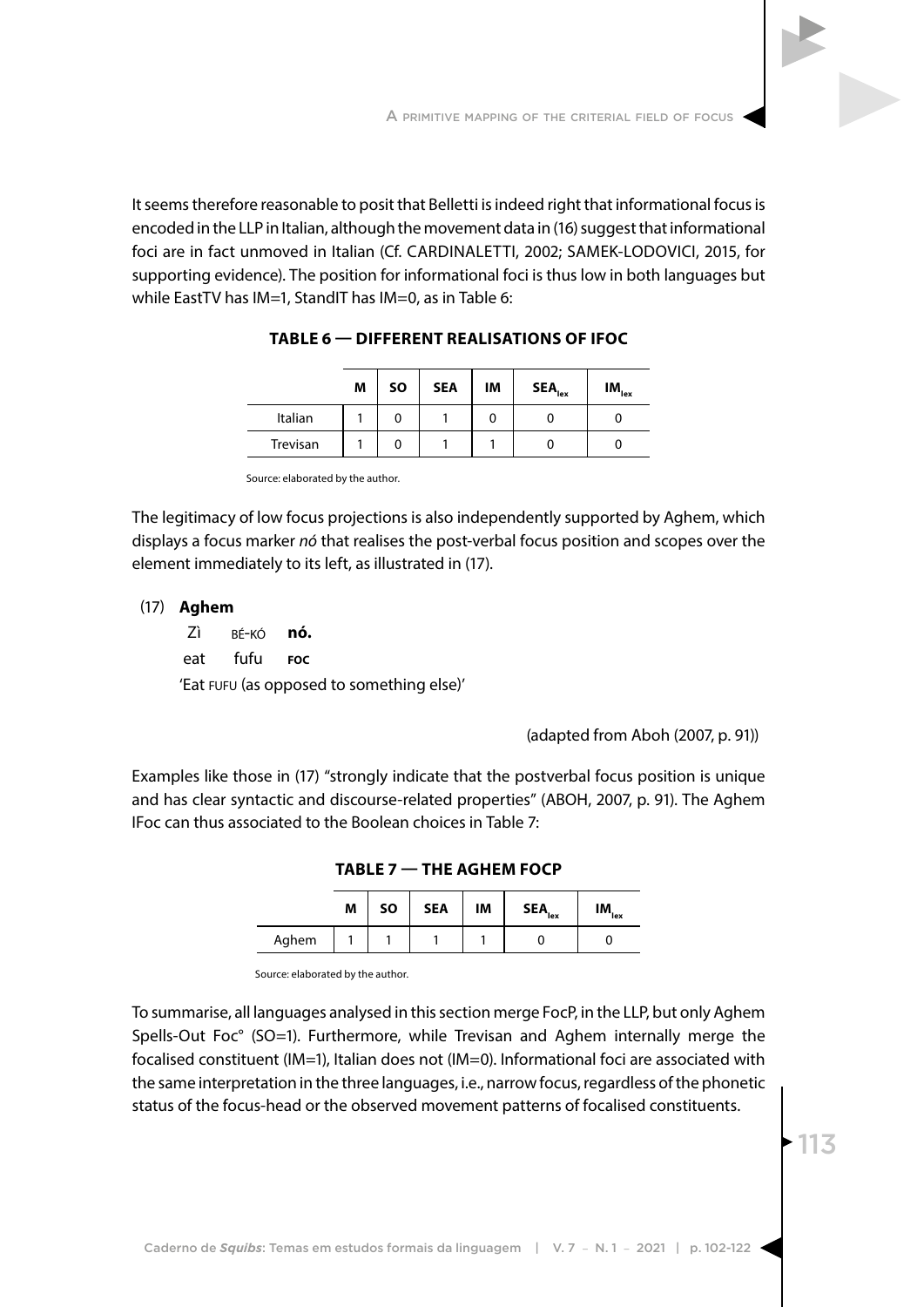It seems therefore reasonable to posit that Belletti is indeed right that informational focus is encoded in the LLP in Italian, although the movement data in (16) suggest that informational foci are in fact unmoved in Italian (Cf. CARDINALETTI, 2002; SAMEK-LODOVICI, 2015, for supporting evidence). The position for informational foci is thus low in both languages but while EastTV has IM=1, StandIT has IM=0, as in Table 6:

**TABLE 6 — DIFFERENT REALISATIONS OF IFOC**

| | M | SO | SEA | IM | $SEA_{lex}$ | $IM_{lex}$ |
|---|---|---|---|---|---|---|
| Italian | 1 | 0 | 1 | 0 | 0 | 0 |
| Trevisan | 1 | 0 | 1 | 1 | 0 | 0 |

Source: elaborated by the author.

The legitimacy of low focus projections is also independently supported by Aghem, which displays a focus marker *nó* that realises the post-verbal focus position and scopes over the element immediately to its left, as illustrated in (17).

(17) **Aghem**

Zì BÉ-KÓ **nó.**
eat fufu **FOC**
'Eat FUFU (as opposed to something else)'

(adapted from Aboh (2007, p. 91))

Examples like those in (17) "strongly indicate that the postverbal focus position is unique and has clear syntactic and discourse-related properties" (ABOH, 2007, p. 91). The Aghem IFoc can thus associated to the Boolean choices in Table 7:

**TABLE 7 — THE AGHEM FOCP**

| | M | SO | SEA | IM | $SEA_{lex}$ | $IM_{lex}$ |
|---|---|---|---|---|---|---|
| Aghem | 1 | 1 | 1 | 1 | 0 | 0 |

Source: elaborated by the author.

To summarise, all languages analysed in this section merge FocP, in the LLP, but only Aghem Spells-Out Foc° (SO=1). Furthermore, while Trevisan and Aghem internally merge the focalised constituent (IM=1), Italian does not (IM=0). Informational foci are associated with the same interpretation in the three languages, i.e., narrow focus, regardless of the phonetic status of the focus-head or the observed movement patterns of focalised constituents.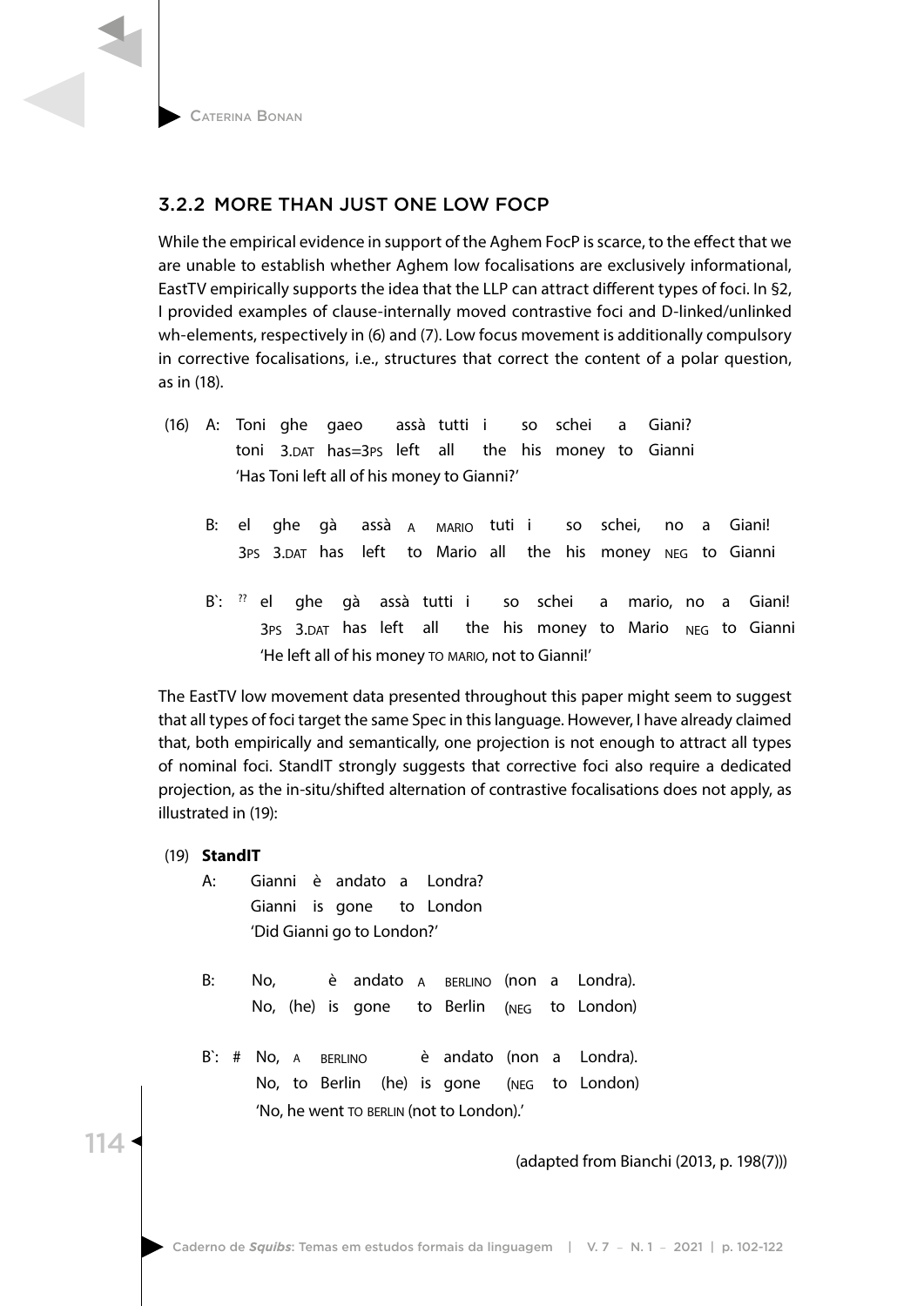### 3.2.2 MORE THAN JUST ONE LOW FOCP

While the empirical evidence in support of the Aghem FocP is scarce, to the effect that we are unable to establish whether Aghem low focalisations are exclusively informational, EastTV empirically supports the idea that the LLP can attract different types of foci. In §2, I provided examples of clause-internally moved contrastive foci and D-linked/unlinked wh-elements, respectively in (6) and (7). Low focus movement is additionally compulsory in corrective focalisations, i.e., structures that correct the content of a polar question, as in (18).

(16) A: Toni ghe gaeo assà tutti i so schei a Giani?
toni 3.DAT has=3PS left all the his money to Gianni
'Has Toni left all of his money to Gianni?'

B: el ghe gà assà A MARIO tuti i so schei, no a Giani!
3PS 3.DAT has left to Mario all the his money NEG to Gianni

B`: ?? el ghe gà assà tutti i so schei a mario, no a Giani!
3PS 3.DAT has left all the his money to Mario NEG to Gianni
'He left all of his money TO MARIO, not to Gianni!'

The EastTV low movement data presented throughout this paper might seem to suggest that all types of foci target the same Spec in this language. However, I have already claimed that, both empirically and semantically, one projection is not enough to attract all types of nominal foci. StandIT strongly suggests that corrective foci also require a dedicated projection, as the in-situ/shifted alternation of contrastive focalisations does not apply, as illustrated in (19):

(19) **StandIT**

A: Gianni è andato a Londra?
Gianni is gone to London
'Did Gianni go to London?'

B: No, è andato A BERLINO (non a Londra).
No, (he) is gone to Berlin (NEG to London)

B`: # No, A BERLINO è andato (non a Londra).
No, to Berlin (he) is gone (NEG to London)
'No, he went TO BERLIN (not to London).'

(adapted from Bianchi (2013, p. 198(7)))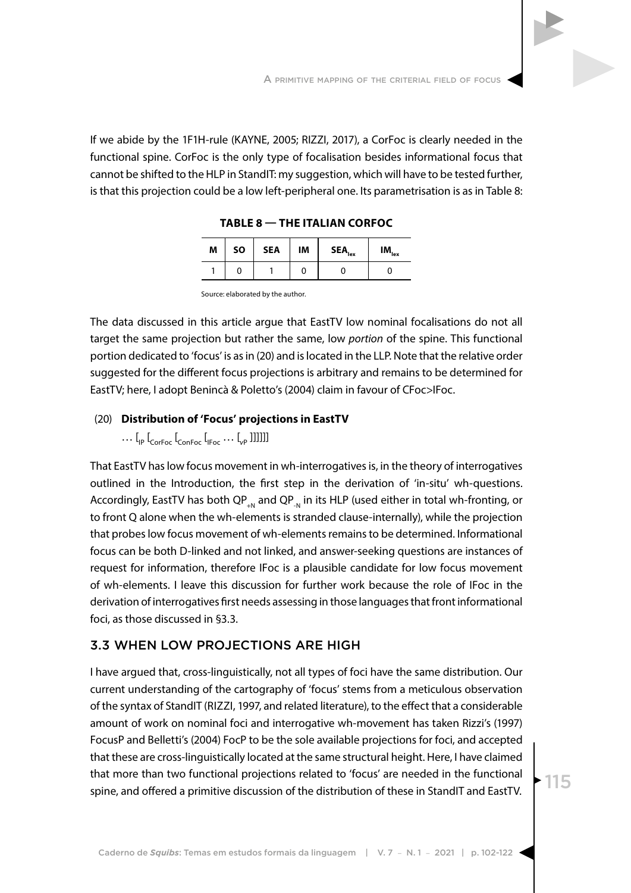If we abide by the 1F1H-rule (KAYNE, 2005; RIZZI, 2017), a CorFoc is clearly needed in the functional spine. CorFoc is the only type of focalisation besides informational focus that cannot be shifted to the HLP in StandIT: my suggestion, which will have to be tested further, is that this projection could be a low left-peripheral one. Its parametrisation is as in Table 8:

**TABLE 8 — THE ITALIAN CORFOC**

| M | SO | SEA | IM | $SEA_{lex}$ | $IM_{lex}$ |
|---|---|---|---|---|---|
| 1 | 0 | 1 | 0 | 0 | 0 |

Source: elaborated by the author.

The data discussed in this article argue that EastTV low nominal focalisations do not all target the same projection but rather the same, low *portion* of the spine. This functional portion dedicated to 'focus' is as in (20) and is located in the LLP. Note that the relative order suggested for the different focus projections is arbitrary and remains to be determined for EastTV; here, I adopt Benincà & Poletto's (2004) claim in favour of CFoc>IFoc.

(20) **Distribution of 'Focus' projections in EastTV**

… $[_{IP}$ $[_{CorFoc}$ $[_{ConFoc}$ $[_{IFoc}$ … $[_{vP}$ ]]]]]

That EastTV has low focus movement in wh-interrogatives is, in the theory of interrogatives outlined in the Introduction, the first step in the derivation of 'in-situ' wh-questions. Accordingly, EastTV has both $QP_{+N}$ and $QP_{-N}$ in its HLP (used either in total wh-fronting, or to front Q alone when the wh-elements is stranded clause-internally), while the projection that probes low focus movement of wh-elements remains to be determined. Informational focus can be both D-linked and not linked, and answer-seeking questions are instances of request for information, therefore IFoc is a plausible candidate for low focus movement of wh-elements. I leave this discussion for further work because the role of IFoc in the derivation of interrogatives first needs assessing in those languages that front informational foci, as those discussed in §3.3.

## 3.3 WHEN LOW PROJECTIONS ARE HIGH

I have argued that, cross-linguistically, not all types of foci have the same distribution. Our current understanding of the cartography of 'focus' stems from a meticulous observation of the syntax of StandIT (RIZZI, 1997, and related literature), to the effect that a considerable amount of work on nominal foci and interrogative wh-movement has taken Rizzi's (1997) FocusP and Belletti's (2004) FocP to be the sole available projections for foci, and accepted that these are cross-linguistically located at the same structural height. Here, I have claimed that more than two functional projections related to 'focus' are needed in the functional spine, and offered a primitive discussion of the distribution of these in StandIT and EastTV.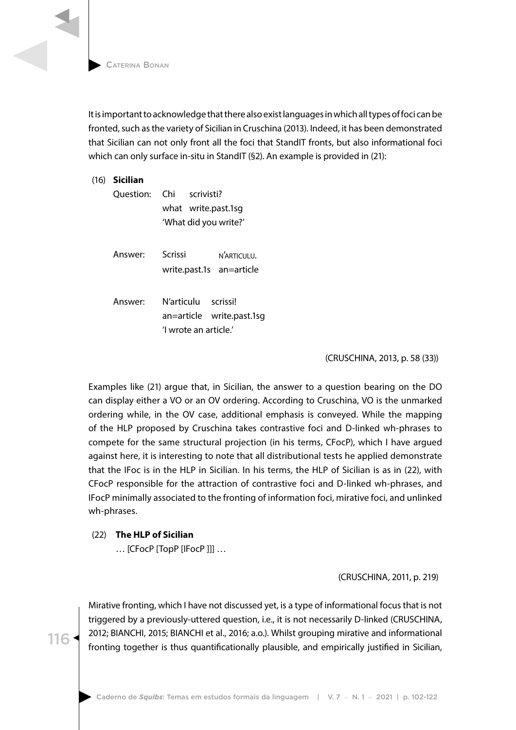It is important to acknowledge that there also exist languages in which all types of foci can be fronted, such as the variety of Sicilian in Cruschina (2013). Indeed, it has been demonstrated that Sicilian can not only front all the foci that StandIT fronts, but also informational foci which can only surface in-situ in StandIT (§2). An example is provided in (21):

(16) **Sicilian**

Question: Chi scrivisti?
what write.past.1sg
'What did you write?'

Answer: Scrissi N'ARTICULU.
write.past.1s an=article

Answer: N'articulu scrissi!
an=article write.past.1sg
'I wrote an article.'

(CRUSCHINA, 2013, p. 58 (33))

Examples like (21) argue that, in Sicilian, the answer to a question bearing on the DO can display either a VO or an OV ordering. According to Cruschina, VO is the unmarked ordering while, in the OV case, additional emphasis is conveyed. While the mapping of the HLP proposed by Cruschina takes contrastive foci and D-linked wh-phrases to compete for the same structural projection (in his terms, CFocP), which I have argued against here, it is interesting to note that all distributional tests he applied demonstrate that the IFoc is in the HLP in Sicilian. In his terms, the HLP of Sicilian is as in (22), with CFocP responsible for the attraction of contrastive foci and D-linked wh-phrases, and IFocP minimally associated to the fronting of information foci, mirative foci, and unlinked wh-phrases.

(22) **The HLP of Sicilian**

… [CFocP [TopP [IFocP ]]] …

(CRUSCHINA, 2011, p. 219)

Mirative fronting, which I have not discussed yet, is a type of informational focus that is not triggered by a previously-uttered question, i.e., it is not necessarily D-linked (CRUSCHINA, 2012; BIANCHI, 2015; BIANCHI et al., 2016; a.o.). Whilst grouping mirative and informational fronting together is thus quantificationally plausible, and empirically justified in Sicilian,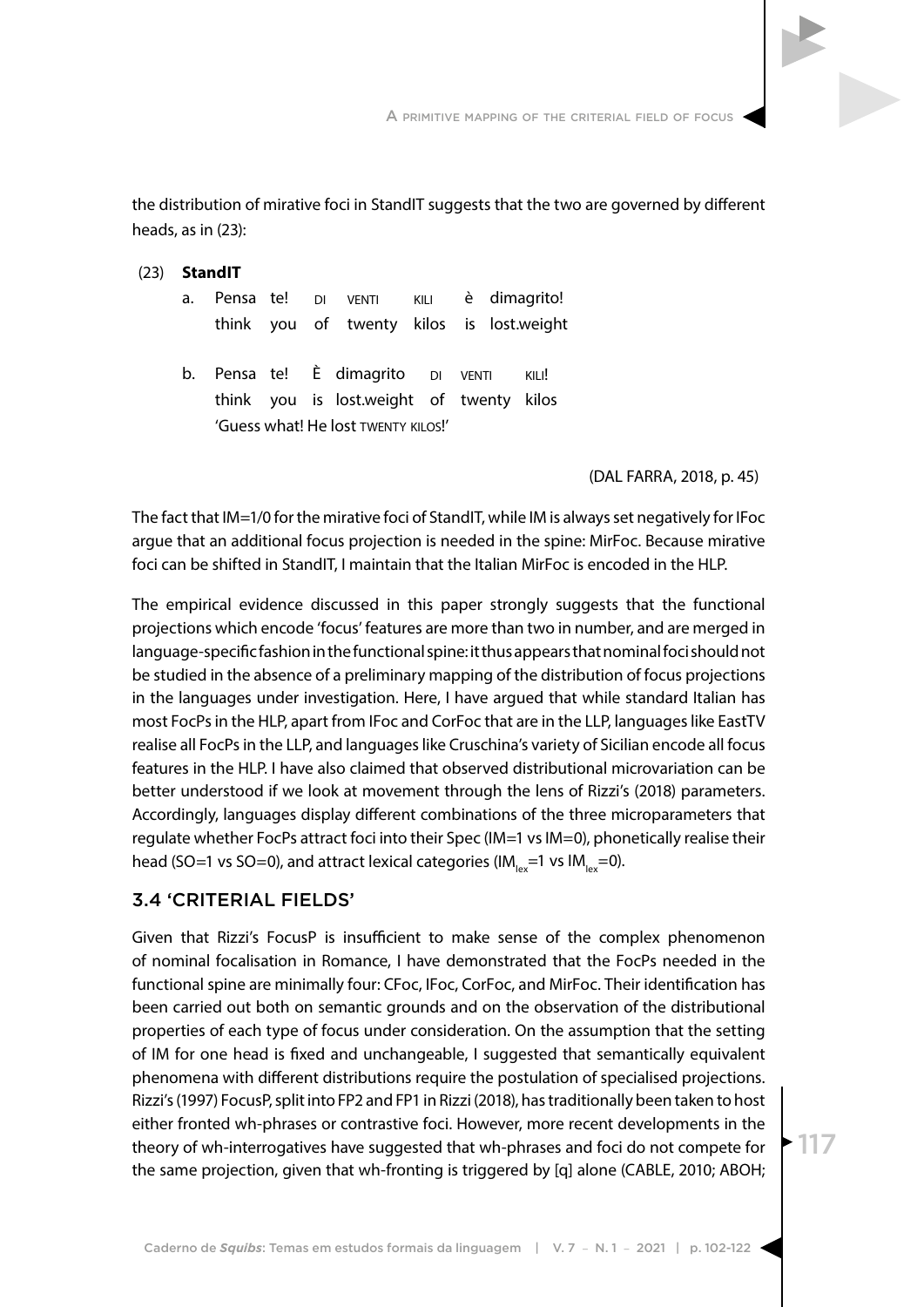the distribution of mirative foci in StandIT suggests that the two are governed by different heads, as in (23):

(23) **StandIT**

a. Pensa te! DI VENTI KILI è dimagrito!
   think you of twenty kilos is lost.weight

b. Pensa te! È dimagrito DI VENTI KILI!
   think you is lost.weight of twenty kilos
   'Guess what! He lost TWENTY KILOS!'

(DAL FARRA, 2018, p. 45)

The fact that IM=1/0 for the mirative foci of StandIT, while IM is always set negatively for IFoc argue that an additional focus projection is needed in the spine: MirFoc. Because mirative foci can be shifted in StandIT, I maintain that the Italian MirFoc is encoded in the HLP.

The empirical evidence discussed in this paper strongly suggests that the functional projections which encode 'focus' features are more than two in number, and are merged in language-specific fashion in the functional spine: it thus appears that nominal foci should not be studied in the absence of a preliminary mapping of the distribution of focus projections in the languages under investigation. Here, I have argued that while standard Italian has most FocPs in the HLP, apart from IFoc and CorFoc that are in the LLP, languages like EastTV realise all FocPs in the LLP, and languages like Cruschina's variety of Sicilian encode all focus features in the HLP. I have also claimed that observed distributional microvariation can be better understood if we look at movement through the lens of Rizzi's (2018) parameters. Accordingly, languages display different combinations of the three microparameters that regulate whether FocPs attract foci into their Spec (IM=1 vs IM=0), phonetically realise their head (SO=1 vs SO=0), and attract lexical categories ($IM_{lex}$=1 vs $IM_{lex}$=0).

## 3.4 'CRITERIAL FIELDS'

Given that Rizzi's FocusP is insufficient to make sense of the complex phenomenon of nominal focalisation in Romance, I have demonstrated that the FocPs needed in the functional spine are minimally four: CFoc, IFoc, CorFoc, and MirFoc. Their identification has been carried out both on semantic grounds and on the observation of the distributional properties of each type of focus under consideration. On the assumption that the setting of IM for one head is fixed and unchangeable, I suggested that semantically equivalent phenomena with different distributions require the postulation of specialised projections. Rizzi's (1997) FocusP, split into FP2 and FP1 in Rizzi (2018), has traditionally been taken to host either fronted wh-phrases or contrastive foci. However, more recent developments in the theory of wh-interrogatives have suggested that wh-phrases and foci do not compete for the same projection, given that wh-fronting is triggered by [q] alone (CABLE, 2010; ABOH;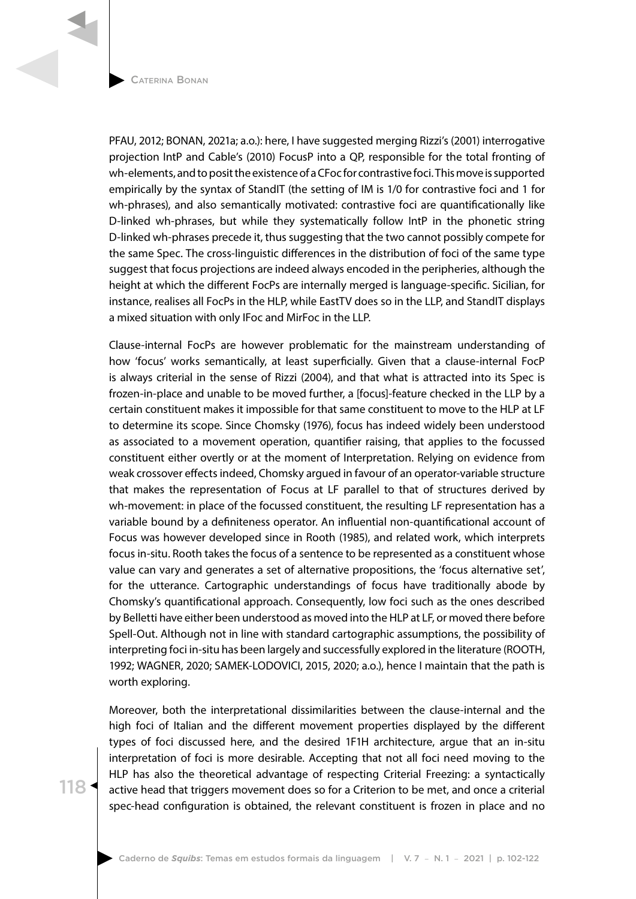PFAU, 2012; BONAN, 2021a; a.o.): here, I have suggested merging Rizzi's (2001) interrogative projection IntP and Cable's (2010) FocusP into a QP, responsible for the total fronting of wh-elements, and to posit the existence of a CFoc for contrastive foci. This move is supported empirically by the syntax of StandIT (the setting of IM is 1/0 for contrastive foci and 1 for wh-phrases), and also semantically motivated: contrastive foci are quantificationally like D-linked wh-phrases, but while they systematically follow IntP in the phonetic string D-linked wh-phrases precede it, thus suggesting that the two cannot possibly compete for the same Spec. The cross-linguistic differences in the distribution of foci of the same type suggest that focus projections are indeed always encoded in the peripheries, although the height at which the different FocPs are internally merged is language-specific. Sicilian, for instance, realises all FocPs in the HLP, while EastTV does so in the LLP, and StandIT displays a mixed situation with only IFoc and MirFoc in the LLP.

Clause-internal FocPs are however problematic for the mainstream understanding of how 'focus' works semantically, at least superficially. Given that a clause-internal FocP is always criterial in the sense of Rizzi (2004), and that what is attracted into its Spec is frozen-in-place and unable to be moved further, a [focus]-feature checked in the LLP by a certain constituent makes it impossible for that same constituent to move to the HLP at LF to determine its scope. Since Chomsky (1976), focus has indeed widely been understood as associated to a movement operation, quantifier raising, that applies to the focussed constituent either overtly or at the moment of Interpretation. Relying on evidence from weak crossover effects indeed, Chomsky argued in favour of an operator-variable structure that makes the representation of Focus at LF parallel to that of structures derived by wh-movement: in place of the focussed constituent, the resulting LF representation has a variable bound by a definiteness operator. An influential non-quantificational account of Focus was however developed since in Rooth (1985), and related work, which interprets focus in-situ. Rooth takes the focus of a sentence to be represented as a constituent whose value can vary and generates a set of alternative propositions, the 'focus alternative set', for the utterance. Cartographic understandings of focus have traditionally abode by Chomsky's quantificational approach. Consequently, low foci such as the ones described by Belletti have either been understood as moved into the HLP at LF, or moved there before Spell-Out. Although not in line with standard cartographic assumptions, the possibility of interpreting foci in-situ has been largely and successfully explored in the literature (ROOTH, 1992; WAGNER, 2020; SAMEK-LODOVICI, 2015, 2020; a.o.), hence I maintain that the path is worth exploring.

Moreover, both the interpretational dissimilarities between the clause-internal and the high foci of Italian and the different movement properties displayed by the different types of foci discussed here, and the desired 1F1H architecture, argue that an in-situ interpretation of foci is more desirable. Accepting that not all foci need moving to the HLP has also the theoretical advantage of respecting Criterial Freezing: a syntactically active head that triggers movement does so for a Criterion to be met, and once a criterial spec-head configuration is obtained, the relevant constituent is frozen in place and no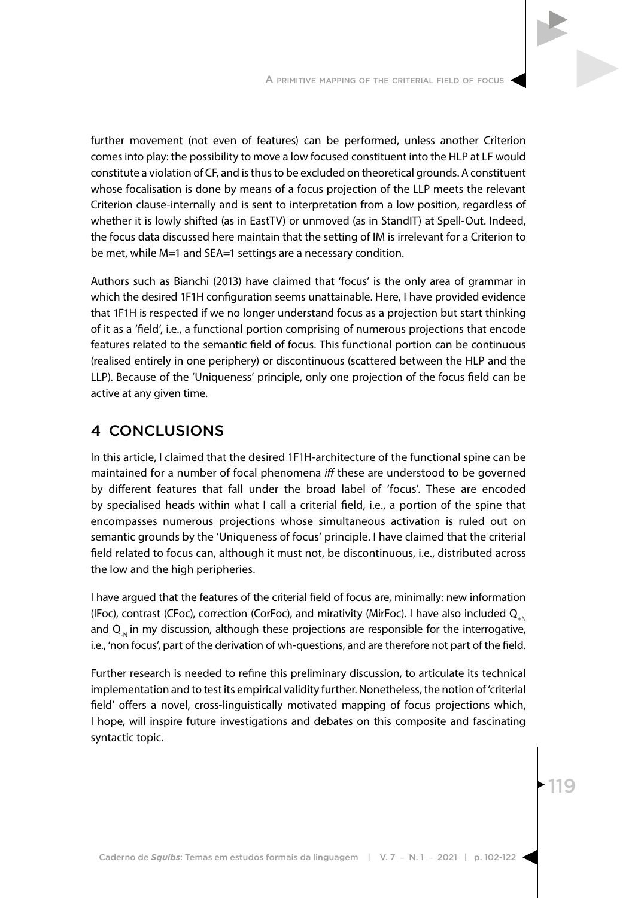further movement (not even of features) can be performed, unless another Criterion comes into play: the possibility to move a low focused constituent into the HLP at LF would constitute a violation of CF, and is thus to be excluded on theoretical grounds. A constituent whose focalisation is done by means of a focus projection of the LLP meets the relevant Criterion clause-internally and is sent to interpretation from a low position, regardless of whether it is lowly shifted (as in EastTV) or unmoved (as in StandIT) at Spell-Out. Indeed, the focus data discussed here maintain that the setting of IM is irrelevant for a Criterion to be met, while M=1 and SEA=1 settings are a necessary condition.

Authors such as Bianchi (2013) have claimed that 'focus' is the only area of grammar in which the desired 1F1H configuration seems unattainable. Here, I have provided evidence that 1F1H is respected if we no longer understand focus as a projection but start thinking of it as a 'field', i.e., a functional portion comprising of numerous projections that encode features related to the semantic field of focus. This functional portion can be continuous (realised entirely in one periphery) or discontinuous (scattered between the HLP and the LLP). Because of the 'Uniqueness' principle, only one projection of the focus field can be active at any given time.

## 4 CONCLUSIONS

In this article, I claimed that the desired 1F1H-architecture of the functional spine can be maintained for a number of focal phenomena *iff* these are understood to be governed by different features that fall under the broad label of 'focus'. These are encoded by specialised heads within what I call a criterial field, i.e., a portion of the spine that encompasses numerous projections whose simultaneous activation is ruled out on semantic grounds by the 'Uniqueness of focus' principle. I have claimed that the criterial field related to focus can, although it must not, be discontinuous, i.e., distributed across the low and the high peripheries.

I have argued that the features of the criterial field of focus are, minimally: new information (IFoc), contrast (CFoc), correction (CorFoc), and mirativity (MirFoc). I have also included $Q_{+N}$ and $Q_{-N}$ in my discussion, although these projections are responsible for the interrogative, i.e., 'non focus', part of the derivation of wh-questions, and are therefore not part of the field.

Further research is needed to refine this preliminary discussion, to articulate its technical implementation and to test its empirical validity further. Nonetheless, the notion of 'criterial field' offers a novel, cross-linguistically motivated mapping of focus projections which, I hope, will inspire future investigations and debates on this composite and fascinating syntactic topic.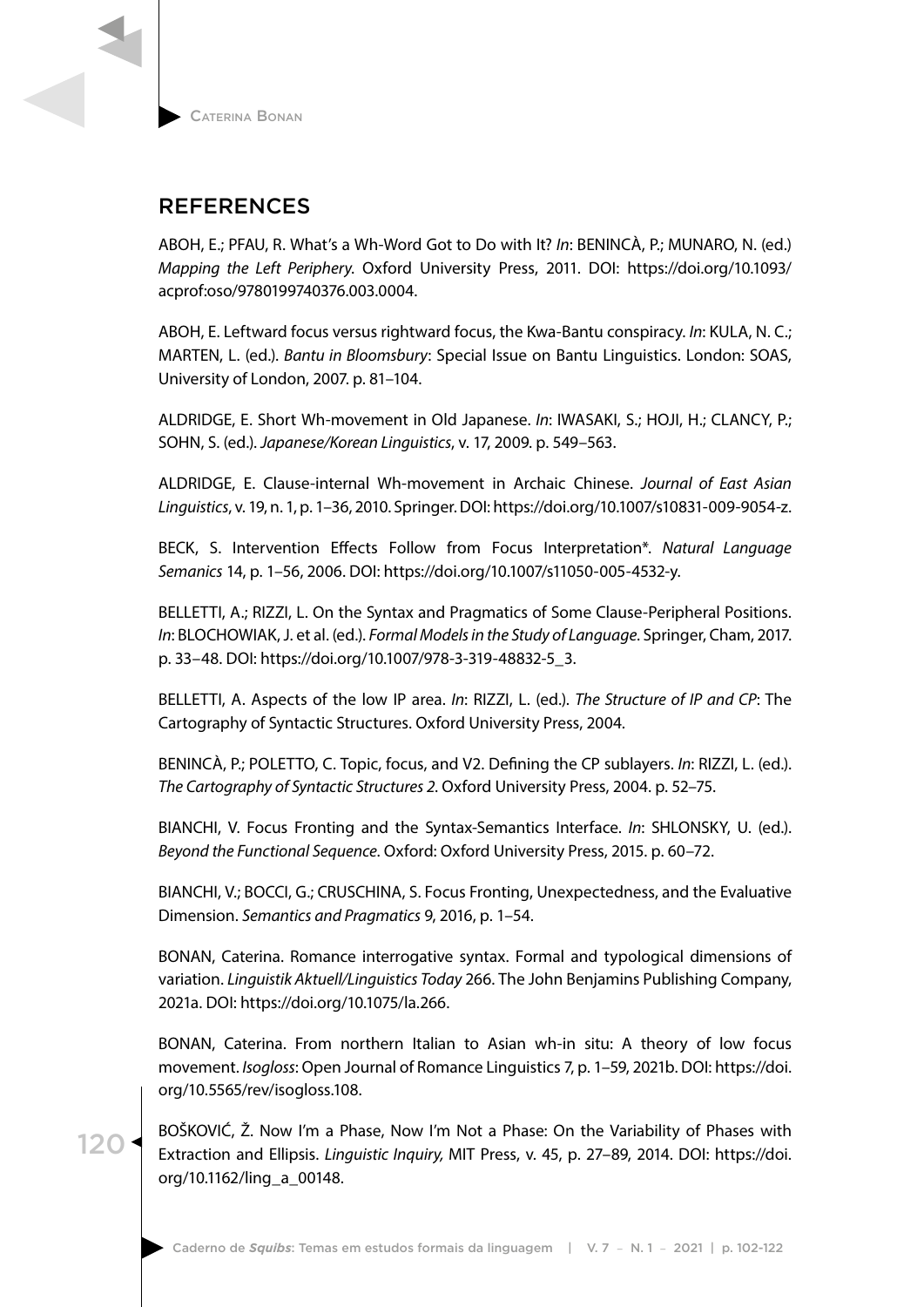## REFERENCES

ABOH, E.; PFAU, R. What's a Wh-Word Got to Do with It? *In*: BENINCÀ, P.; MUNARO, N. (ed.) *Mapping the Left Periphery*. Oxford University Press, 2011. DOI: https://doi.org/10.1093/acprof:oso/9780199740376.003.0004.

ABOH, E. Leftward focus versus rightward focus, the Kwa-Bantu conspiracy. *In*: KULA, N. C.; MARTEN, L. (ed.). *Bantu in Bloomsbury*: Special Issue on Bantu Linguistics. London: SOAS, University of London, 2007. p. 81–104.

ALDRIDGE, E. Short Wh-movement in Old Japanese. *In*: IWASAKI, S.; HOJI, H.; CLANCY, P.; SOHN, S. (ed.). *Japanese/Korean Linguistics*, v. 17, 2009. p. 549–563.

ALDRIDGE, E. Clause-internal Wh-movement in Archaic Chinese. *Journal of East Asian Linguistics*, v. 19, n. 1, p. 1–36, 2010. Springer. DOI: https://doi.org/10.1007/s10831-009-9054-z.

BECK, S. Intervention Effects Follow from Focus Interpretation*. *Natural Language Semanics* 14, p. 1–56, 2006. DOI: https://doi.org/10.1007/s11050-005-4532-y.

BELLETTI, A.; RIZZI, L. On the Syntax and Pragmatics of Some Clause-Peripheral Positions. *In*: BLOCHOWIAK, J. et al. (ed.). *Formal Models in the Study of Language*. Springer, Cham, 2017. p. 33–48. DOI: https://doi.org/10.1007/978-3-319-48832-5_3.

BELLETTI, A. Aspects of the low IP area. *In*: RIZZI, L. (ed.). *The Structure of IP and CP*: The Cartography of Syntactic Structures. Oxford University Press, 2004.

BENINCÀ, P.; POLETTO, C. Topic, focus, and V2. Defining the CP sublayers. *In*: RIZZI, L. (ed.). *The Cartography of Syntactic Structures 2*. Oxford University Press, 2004. p. 52–75.

BIANCHI, V. Focus Fronting and the Syntax-Semantics Interface. *In*: SHLONSKY, U. (ed.). *Beyond the Functional Sequence*. Oxford: Oxford University Press, 2015. p. 60–72.

BIANCHI, V.; BOCCI, G.; CRUSCHINA, S. Focus Fronting, Unexpectedness, and the Evaluative Dimension. *Semantics and Pragmatics* 9, 2016, p. 1–54.

BONAN, Caterina. Romance interrogative syntax. Formal and typological dimensions of variation. *Linguistik Aktuell/Linguistics Today* 266. The John Benjamins Publishing Company, 2021a. DOI: https://doi.org/10.1075/la.266.

BONAN, Caterina. From northern Italian to Asian wh-in situ: A theory of low focus movement. *Isogloss*: Open Journal of Romance Linguistics 7, p. 1–59, 2021b. DOI: https://doi.org/10.5565/rev/isogloss.108.

BOŠKOVIĆ, Ž. Now I'm a Phase, Now I'm Not a Phase: On the Variability of Phases with Extraction and Ellipsis. *Linguistic Inquiry,* MIT Press, v. 45, p. 27–89, 2014. DOI: https://doi.org/10.1162/ling_a_00148.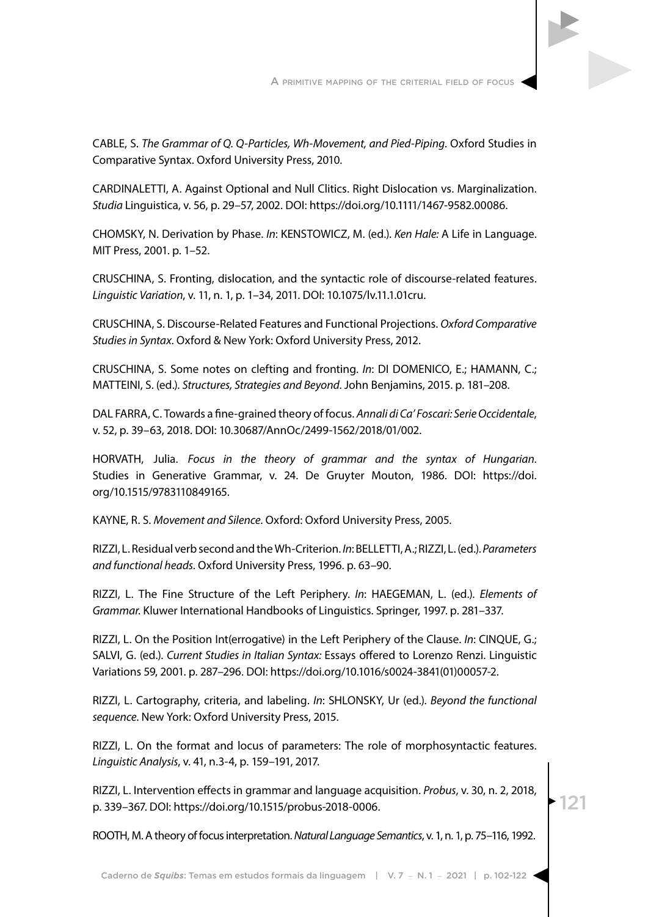CABLE, S. *The Grammar of Q. Q-Particles, Wh-Movement, and Pied-Piping*. Oxford Studies in Comparative Syntax. Oxford University Press, 2010.

CARDINALETTI, A. Against Optional and Null Clitics. Right Dislocation vs. Marginalization. *Studia* Linguistica, v. 56, p. 29–57, 2002. DOI: https://doi.org/10.1111/1467-9582.00086.

CHOMSKY, N. Derivation by Phase. *In*: KENSTOWICZ, M. (ed.). *Ken Hale:* A Life in Language. MIT Press, 2001. p. 1–52.

CRUSCHINA, S. Fronting, dislocation, and the syntactic role of discourse-related features. *Linguistic Variation*, v. 11, n. 1, p. 1–34, 2011. DOI: 10.1075/lv.11.1.01cru.

CRUSCHINA, S. Discourse-Related Features and Functional Projections. *Oxford Comparative Studies in Syntax*. Oxford & New York: Oxford University Press, 2012.

CRUSCHINA, S. Some notes on clefting and fronting. *In*: DI DOMENICO, E.; HAMANN, C.; MATTEINI, S. (ed.). *Structures, Strategies and Beyond*. John Benjamins, 2015. p. 181–208.

DAL FARRA, C. Towards a fine-grained theory of focus. *Annali di Ca' Foscari: Serie Occidentale*, v. 52, p. 39–63, 2018. DOI: 10.30687/AnnOc/2499-1562/2018/01/002.

HORVATH, Julia. *Focus in the theory of grammar and the syntax of Hungarian*. Studies in Generative Grammar, v. 24. De Gruyter Mouton, 1986. DOI: https://doi.org/10.1515/9783110849165.

KAYNE, R. S. *Movement and Silence*. Oxford: Oxford University Press, 2005.

RIZZI, L. Residual verb second and the Wh-Criterion. *In*: BELLETTI, A.; RIZZI, L. (ed.). *Parameters and functional heads*. Oxford University Press, 1996. p. 63–90.

RIZZI, L. The Fine Structure of the Left Periphery. *In*: HAEGEMAN, L. (ed.). *Elements of Grammar.* Kluwer International Handbooks of Linguistics. Springer, 1997. p. 281–337.

RIZZI, L. On the Position Int(errogative) in the Left Periphery of the Clause. *In*: CINQUE, G.; SALVI, G. (ed.). *Current Studies in Italian Syntax:* Essays offered to Lorenzo Renzi. Linguistic Variations 59, 2001. p. 287–296. DOI: https://doi.org/10.1016/s0024-3841(01)00057-2.

RIZZI, L. Cartography, criteria, and labeling. *In*: SHLONSKY, Ur (ed.). *Beyond the functional sequence.* New York: Oxford University Press, 2015.

RIZZI, L. On the format and locus of parameters: The role of morphosyntactic features. *Linguistic Analysis*, v. 41, n.3-4, p. 159–191, 2017.

RIZZI, L. Intervention effects in grammar and language acquisition. *Probus*, v. 30, n. 2, 2018, p. 339–367. DOI: https://doi.org/10.1515/probus-2018-0006.

ROOTH, M. A theory of focus interpretation. *Natural Language Semantics*, v. 1, n. 1, p. 75–116, 1992.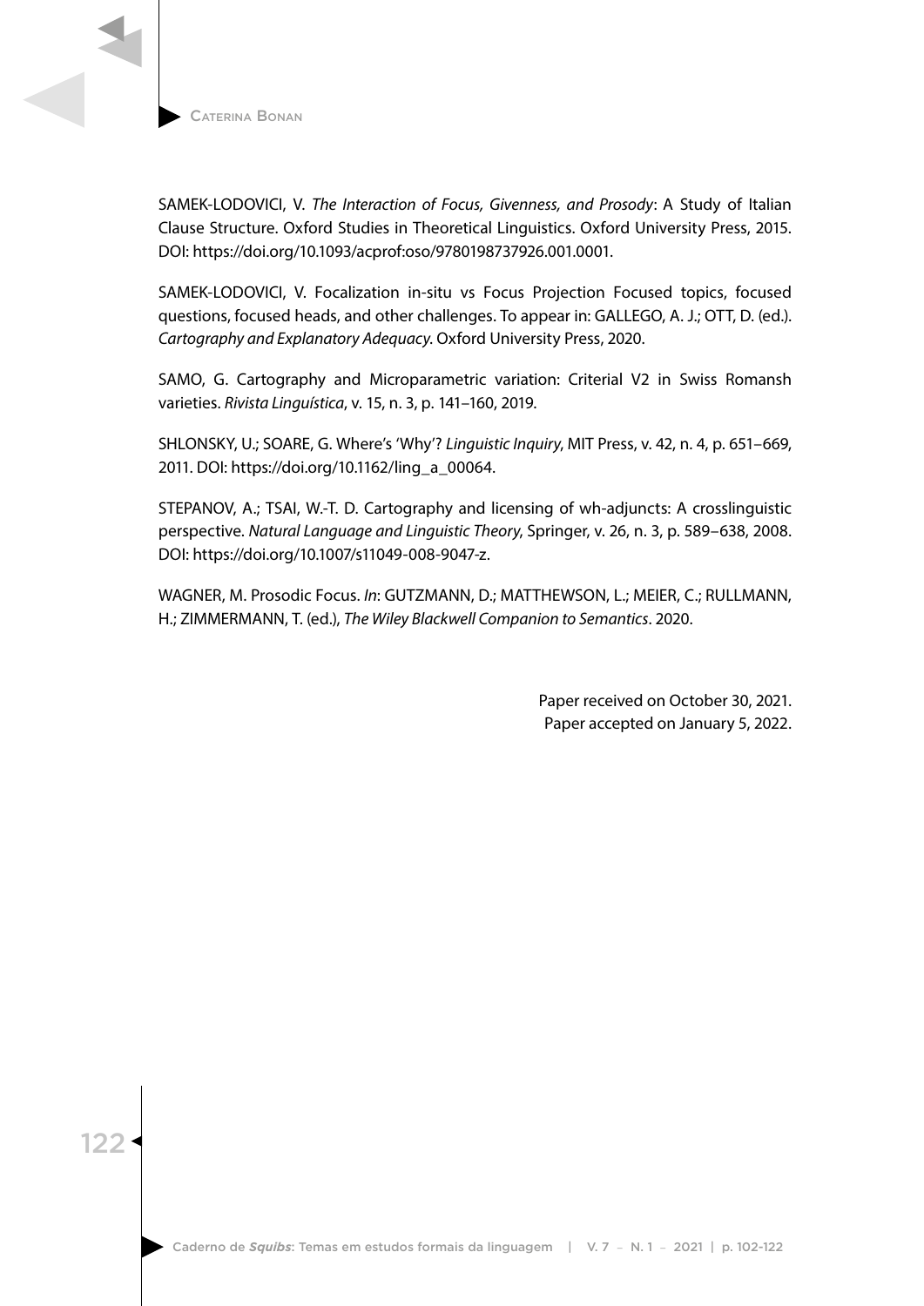SAMEK-LODOVICI, V. *The Interaction of Focus, Givenness, and Prosody*: A Study of Italian Clause Structure. Oxford Studies in Theoretical Linguistics. Oxford University Press, 2015. DOI: https://doi.org/10.1093/acprof:oso/9780198737926.001.0001.

SAMEK-LODOVICI, V. Focalization in-situ vs Focus Projection Focused topics, focused questions, focused heads, and other challenges. To appear in: GALLEGO, A. J.; OTT, D. (ed.). *Cartography and Explanatory Adequacy*. Oxford University Press, 2020.

SAMO, G. Cartography and Microparametric variation: Criterial V2 in Swiss Romansh varieties. *Rivista Linguística*, v. 15, n. 3, p. 141–160, 2019.

SHLONSKY, U.; SOARE, G. Where's 'Why'? *Linguistic Inquiry*, MIT Press, v. 42, n. 4, p. 651–669, 2011. DOI: https://doi.org/10.1162/ling_a_00064.

STEPANOV, A.; TSAI, W.-T. D. Cartography and licensing of wh-adjuncts: A crosslinguistic perspective. *Natural Language and Linguistic Theory*, Springer, v. 26, n. 3, p. 589–638, 2008. DOI: https://doi.org/10.1007/s11049-008-9047-z.

WAGNER, M. Prosodic Focus. *In*: GUTZMANN, D.; MATTHEWSON, L.; MEIER, C.; RULLMANN, H.; ZIMMERMANN, T. (ed.), *The Wiley Blackwell Companion to Semantics*. 2020.

Paper received on October 30, 2021.
Paper accepted on January 5, 2022.